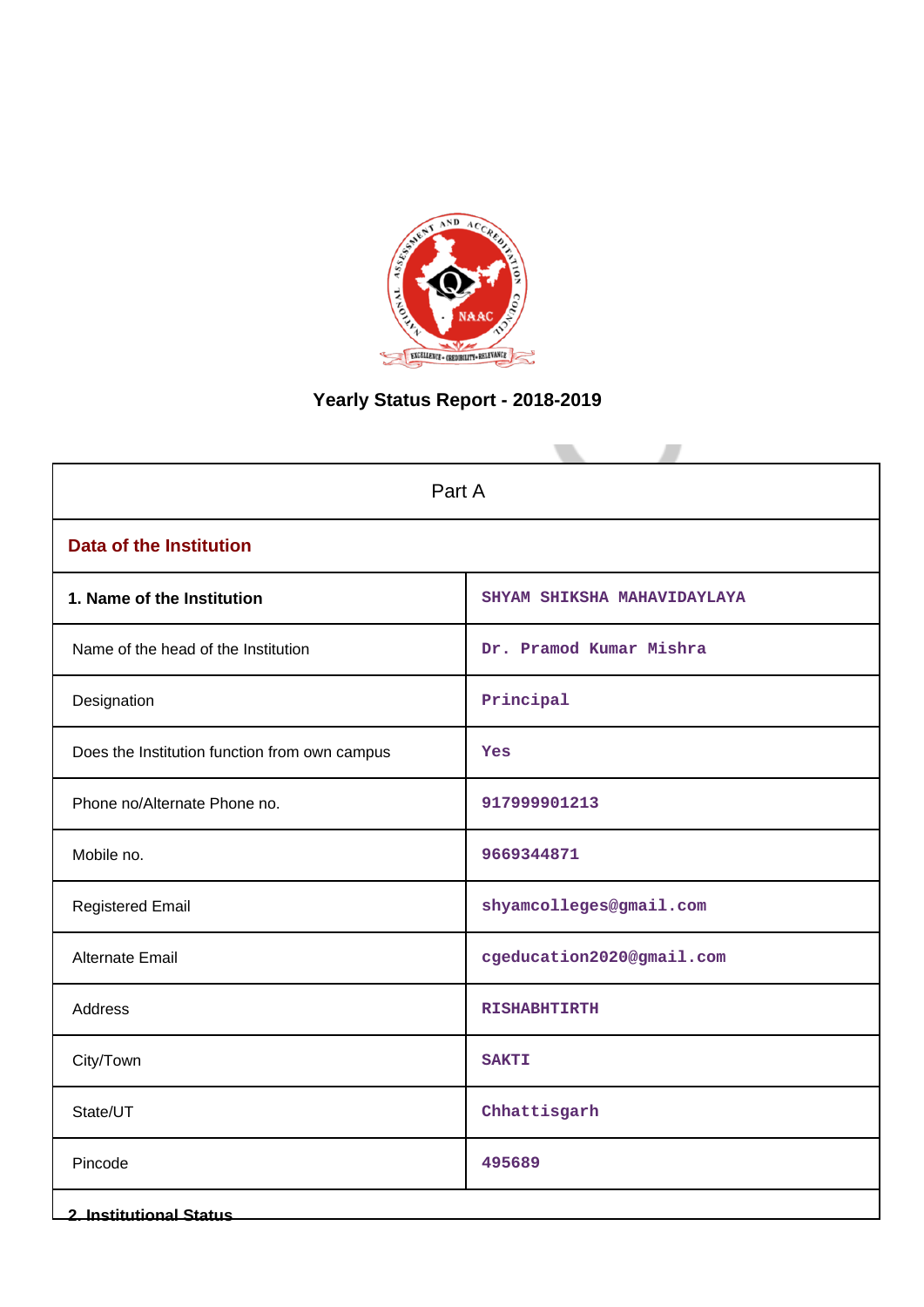# Yearly Status Report - 2018-2019

| Part A | |
|---|---|
| **Data of the Institution** | |
| **1. Name of the Institution** | SHYAM SHIKSHA MAHAVIDAYLAYA |
| Name of the head of the Institution | Dr. Pramod Kumar Mishra |
| Designation | Principal |
| Does the Institution function from own campus | Yes |
| Phone no/Alternate Phone no. | 917999901213 |
| Mobile no. | 9669344871 |
| Registered Email | shyamcolleges@gmail.com |
| Alternate Email | cgeducation2020@gmail.com |
| Address | RISHABHTIRTH |
| City/Town | SAKTI |
| State/UT | Chhattisgarh |
| Pincode | 495689 |
| **2. Institutional Status** | |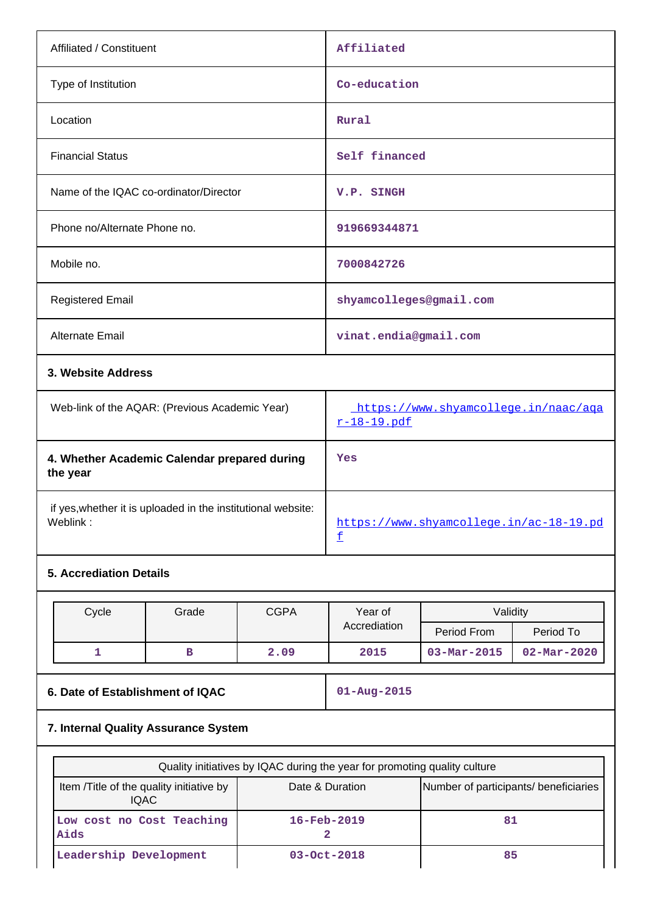| | |
|---|---|
| Affiliated / Constituent | Affiliated |
| Type of Institution | Co-education |
| Location | Rural |
| Financial Status | Self financed |
| Name of the IQAC co-ordinator/Director | V.P. SINGH |
| Phone no/Alternate Phone no. | 919669344871 |
| Mobile no. | 7000842726 |
| Registered Email | shyamcolleges@gmail.com |
| Alternate Email | vinat.endia@gmail.com |

**3. Website Address**

| | |
|---|---|
| Web-link of the AQAR: (Previous Academic Year) | https://www.shyamcollege.in/naac/aqar-18-19.pdf |

| | |
|---|---|
| **4. Whether Academic Calendar prepared during the year** | Yes |
| if yes,whether it is uploaded in the institutional website: Weblink : | https://www.shyamcollege.in/ac-18-19.pdf |

**5. Accrediation Details**

| Cycle | Grade | CGPA | Year of Accrediation | Validity | |
|---|---|---|---|---|---|
| | | | | Period From | Period To |
| 1 | B | 2.09 | 2015 | 03-Mar-2015 | 02-Mar-2020 |

| | |
|---|---|
| **6. Date of Establishment of IQAC** | 01-Aug-2015 |

**7. Internal Quality Assurance System**

| Quality initiatives by IQAC during the year for promoting quality culture | | |
|---|---|---|
| Item /Title of the quality initiative by IQAC | Date & Duration | Number of participants/ beneficiaries |
| Low cost no Cost Teaching Aids | 16-Feb-2019 2 | 81 |
| Leadership Development | 03-Oct-2018 | 85 |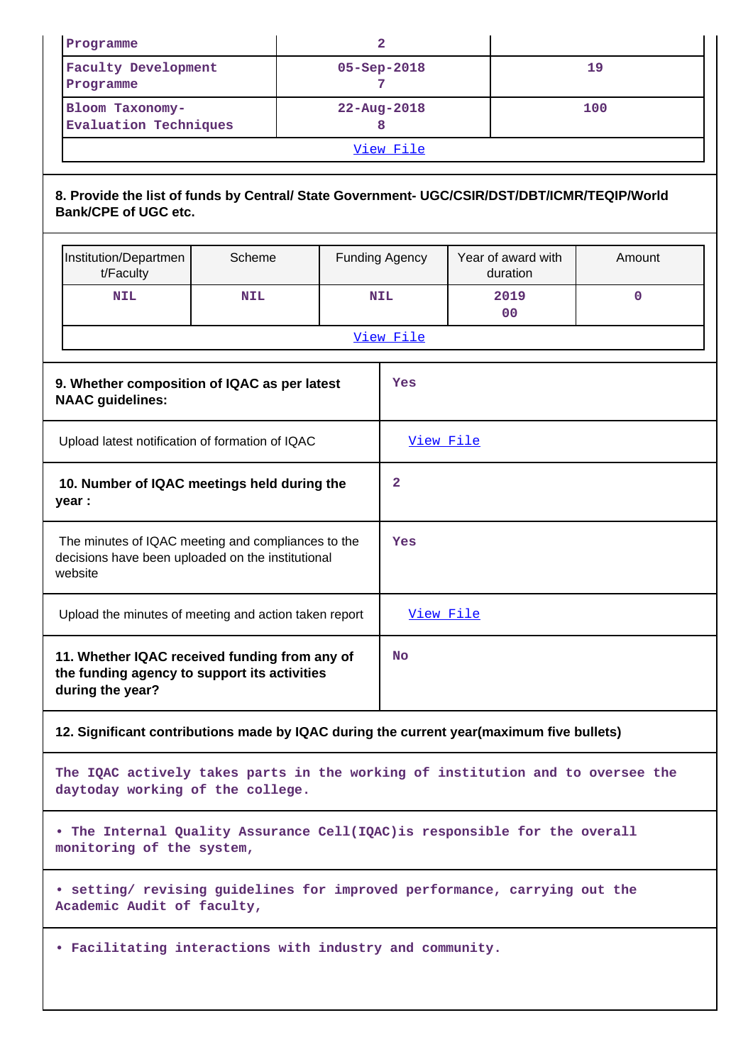| Programme | 2 | |
|---|---|---|
| Faculty Development Programme | 05-Sep-2018<br>7 | 19 |
| Bloom Taxonomy-Evaluation Techniques | 22-Aug-2018<br>8 | 100 |
| View File | | |

**8. Provide the list of funds by Central/ State Government- UGC/CSIR/DST/DBT/ICMR/TEQIP/World Bank/CPE of UGC etc.**

| Institution/Department/Faculty | Scheme | Funding Agency | Year of award with duration | Amount |
|---|---|---|---|---|
| NIL | NIL | NIL | 2019<br>00 | 0 |
| View File | | | | |

| | |
|---|---|
| **9. Whether composition of IQAC as per latest NAAC guidelines:** | Yes |
| Upload latest notification of formation of IQAC | View File |
| **10. Number of IQAC meetings held during the year :** | 2 |
| The minutes of IQAC meeting and compliances to the decisions have been uploaded on the institutional website | Yes |
| Upload the minutes of meeting and action taken report | View File |
| **11. Whether IQAC received funding from any of the funding agency to support its activities during the year?** | No |

**12. Significant contributions made by IQAC during the current year(maximum five bullets)**

The IQAC actively takes parts in the working of institution and to oversee the daytoday working of the college.

• The Internal Quality Assurance Cell(IQAC)is responsible for the overall monitoring of the system,

• setting/ revising guidelines for improved performance, carrying out the Academic Audit of faculty,

• Facilitating interactions with industry and community.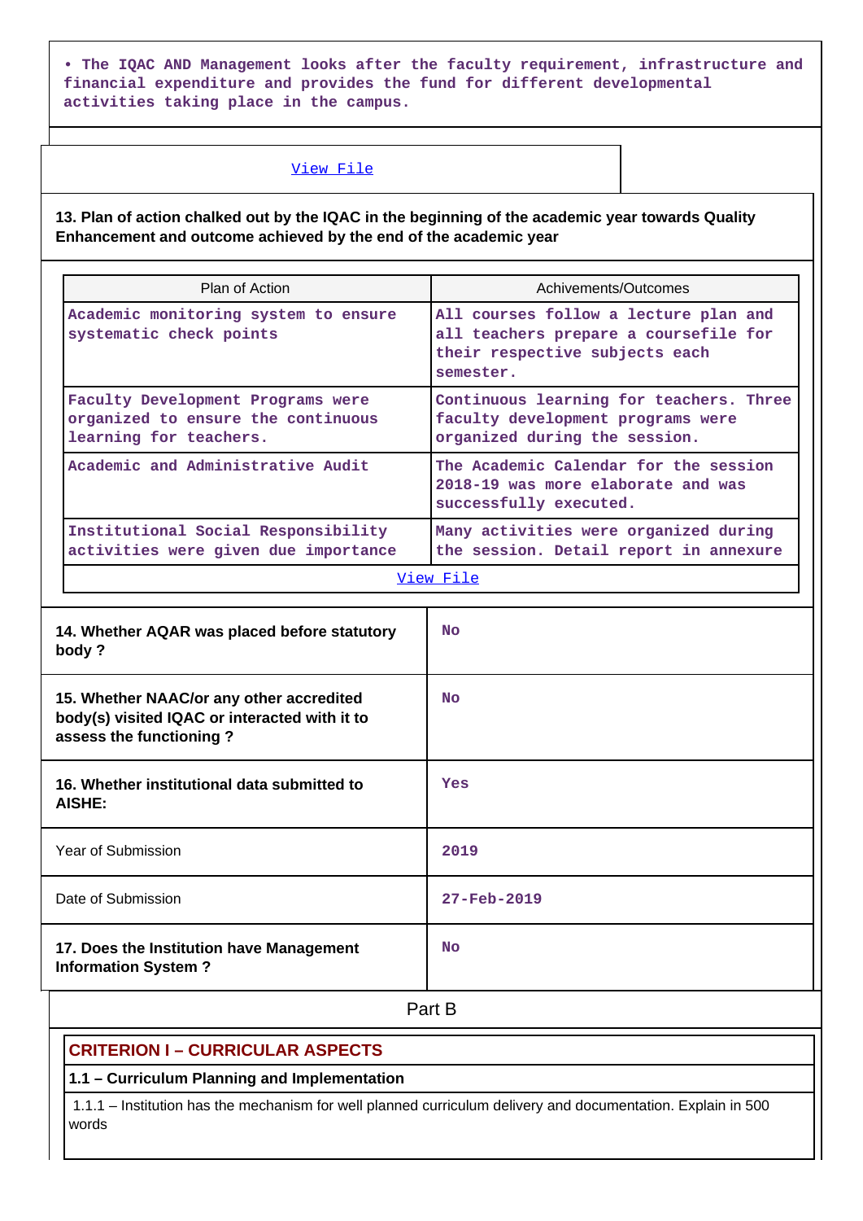• The IQAC AND Management looks after the faculty requirement, infrastructure and financial expenditure and provides the fund for different developmental activities taking place in the campus.

[View File]

**13. Plan of action chalked out by the IQAC in the beginning of the academic year towards Quality Enhancement and outcome achieved by the end of the academic year**

| Plan of Action | Achivements/Outcomes |
|---|---|
| Academic monitoring system to ensure systematic check points | All courses follow a lecture plan and all teachers prepare a coursefile for their respective subjects each semester. |
| Faculty Development Programs were organized to ensure the continuous learning for teachers. | Continuous learning for teachers. Three faculty development programs were organized during the session. |
| Academic and Administrative Audit | The Academic Calendar for the session 2018-19 was more elaborate and was successfully executed. |
| Institutional Social Responsibility activities were given due importance | Many activities were organized during the session. Detail report in annexure |

[View File]

| | |
|---|---|
| **14. Whether AQAR was placed before statutory body ?** | No |
| **15. Whether NAAC/or any other accredited body(s) visited IQAC or interacted with it to assess the functioning ?** | No |
| **16. Whether institutional data submitted to AISHE:** | Yes |
| Year of Submission | 2019 |
| Date of Submission | 27-Feb-2019 |
| **17. Does the Institution have Management Information System ?** | No |

## Part B

### CRITERION I – CURRICULAR ASPECTS

**1.1 – Curriculum Planning and Implementation**

1.1.1 – Institution has the mechanism for well planned curriculum delivery and documentation. Explain in 500 words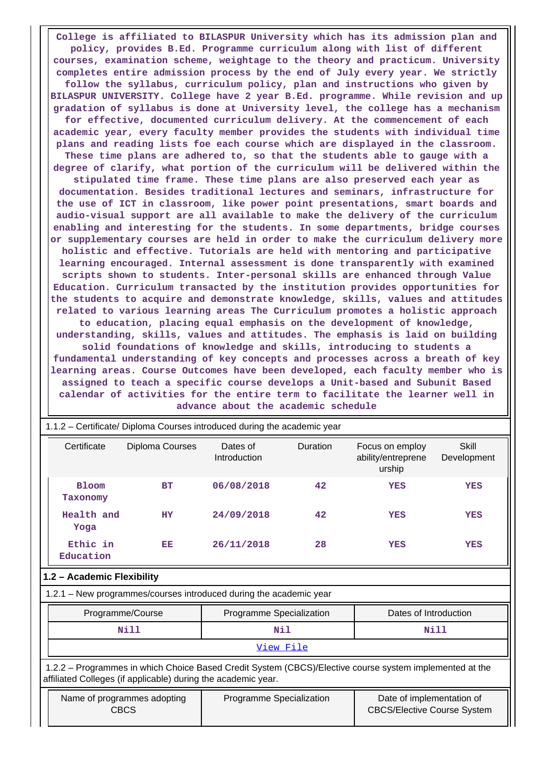College is affiliated to BILASPUR University which has its admission plan and policy, provides B.Ed. Programme curriculum along with list of different courses, examination scheme, weightage to the theory and practicum. University completes entire admission process by the end of July every year. We strictly follow the syllabus, curriculum policy, plan and instructions who given by BILASPUR UNIVERSITY. College have 2 year B.Ed. programme. While revision and up gradation of syllabus is done at University level, the college has a mechanism for effective, documented curriculum delivery. At the commencement of each academic year, every faculty member provides the students with individual time plans and reading lists foe each course which are displayed in the classroom. These time plans are adhered to, so that the students able to gauge with a degree of clarify, what portion of the curriculum will be delivered within the stipulated time frame. These time plans are also preserved each year as documentation. Besides traditional lectures and seminars, infrastructure for the use of ICT in classroom, like power point presentations, smart boards and audio-visual support are all available to make the delivery of the curriculum enabling and interesting for the students. In some departments, bridge courses or supplementary courses are held in order to make the curriculum delivery more holistic and effective. Tutorials are held with mentoring and participative learning encouraged. Internal assessment is done transparently with examined scripts shown to students. Inter-personal skills are enhanced through Value Education. Curriculum transacted by the institution provides opportunities for the students to acquire and demonstrate knowledge, skills, values and attitudes related to various learning areas The Curriculum promotes a holistic approach to education, placing equal emphasis on the development of knowledge, understanding, skills, values and attitudes. The emphasis is laid on building solid foundations of knowledge and skills, introducing to students a fundamental understanding of key concepts and processes across a breath of key learning areas. Course Outcomes have been developed, each faculty member who is assigned to teach a specific course develops a Unit-based and Subunit Based calendar of activities for the entire term to facilitate the learner well in advance about the academic schedule

1.1.2 – Certificate/ Diploma Courses introduced during the academic year

| Certificate | Diploma Courses | Dates of Introduction | Duration | Focus on employ ability/entreprene urship | Skill Development |
|---|---|---|---|---|---|
| Bloom Taxonomy | BT | 06/08/2018 | 42 | YES | YES |
| Health and Yoga | HY | 24/09/2018 | 42 | YES | YES |
| Ethic in Education | EE | 26/11/2018 | 28 | YES | YES |

**1.2 – Academic Flexibility**

1.2.1 – New programmes/courses introduced during the academic year

| Programme/Course | Programme Specialization | Dates of Introduction |
|---|---|---|
| Nill | Nil | Nill |

[View File](#)

1.2.2 – Programmes in which Choice Based Credit System (CBCS)/Elective course system implemented at the affiliated Colleges (if applicable) during the academic year.

| Name of programmes adopting CBCS | Programme Specialization | Date of implementation of CBCS/Elective Course System |
|---|---|---|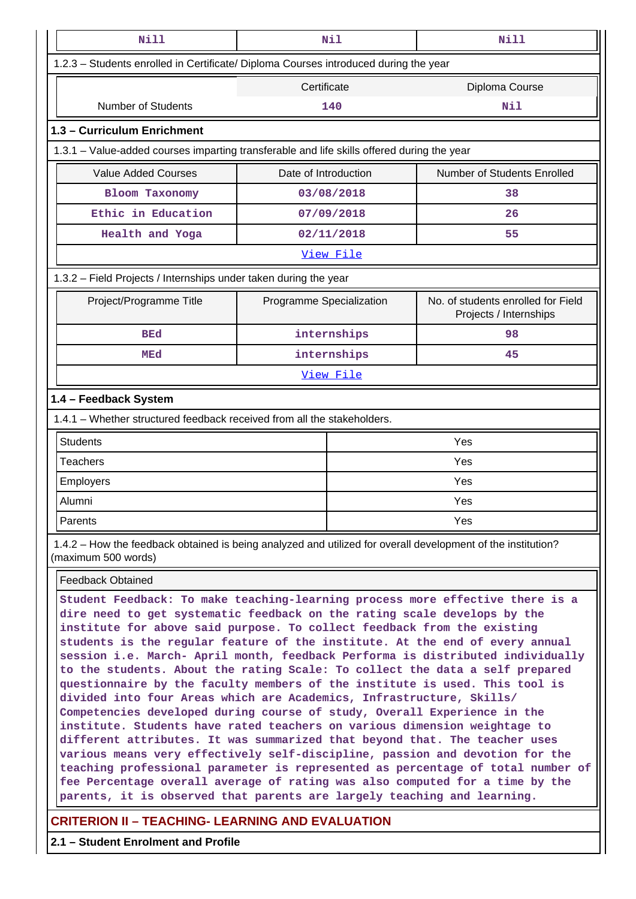| Nill | Nil | Nill |
|---|---|---|

1.2.3 – Students enrolled in Certificate/ Diploma Courses introduced during the year

| | Certificate | Diploma Course |
|---|---|---|
| Number of Students | 140 | Nil |

## 1.3 – Curriculum Enrichment

1.3.1 – Value-added courses imparting transferable and life skills offered during the year

| Value Added Courses | Date of Introduction | Number of Students Enrolled |
|---|---|---|
| Bloom Taxonomy | 03/08/2018 | 38 |
| Ethic in Education | 07/09/2018 | 26 |
| Health and Yoga | 02/11/2018 | 55 |

View File

1.3.2 – Field Projects / Internships under taken during the year

| Project/Programme Title | Programme Specialization | No. of students enrolled for Field Projects / Internships |
|---|---|---|
| BEd | internships | 98 |
| MEd | internships | 45 |

View File

## 1.4 – Feedback System

1.4.1 – Whether structured feedback received from all the stakeholders.

| | |
|---|---|
| Students | Yes |
| Teachers | Yes |
| Employers | Yes |
| Alumni | Yes |
| Parents | Yes |

1.4.2 – How the feedback obtained is being analyzed and utilized for overall development of the institution? (maximum 500 words)

Feedback Obtained

Student Feedback: To make teaching-learning process more effective there is a dire need to get systematic feedback on the rating scale develops by the institute for above said purpose. To collect feedback from the existing students is the regular feature of the institute. At the end of every annual session i.e. March- April month, feedback Performa is distributed individually to the students. About the rating Scale: To collect the data a self prepared questionnaire by the faculty members of the institute is used. This tool is divided into four Areas which are Academics, Infrastructure, Skills/ Competencies developed during course of study, Overall Experience in the institute. Students have rated teachers on various dimension weightage to different attributes. It was summarized that beyond that. The teacher uses various means very effectively self-discipline, passion and devotion for the teaching professional parameter is represented as percentage of total number of fee Percentage overall average of rating was also computed for a time by the parents, it is observed that parents are largely teaching and learning.

# CRITERION II – TEACHING- LEARNING AND EVALUATION

## 2.1 – Student Enrolment and Profile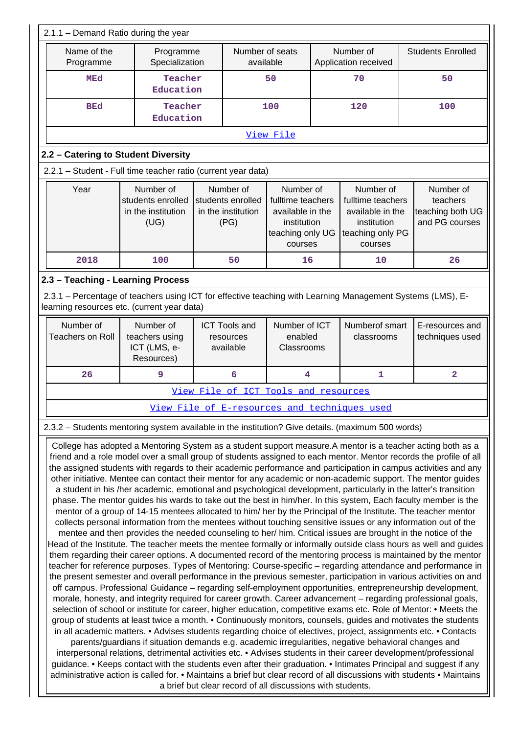2.1.1 – Demand Ratio during the year

| Name of the Programme | Programme Specialization | Number of seats available | Number of Application received | Students Enrolled |
|---|---|---|---|---|
| MEd | Teacher Education | 50 | 70 | 50 |
| BEd | Teacher Education | 100 | 120 | 100 |
| View File | | | | |

## 2.2 – Catering to Student Diversity

2.2.1 – Student - Full time teacher ratio (current year data)

| Year | Number of students enrolled in the institution (UG) | Number of students enrolled in the institution (PG) | Number of fulltime teachers available in the institution teaching only UG courses | Number of fulltime teachers available in the institution teaching only PG courses | Number of teachers teaching both UG and PG courses |
|---|---|---|---|---|---|
| 2018 | 100 | 50 | 16 | 10 | 26 |

## 2.3 – Teaching - Learning Process

2.3.1 – Percentage of teachers using ICT for effective teaching with Learning Management Systems (LMS), E-learning resources etc. (current year data)

| Number of Teachers on Roll | Number of teachers using ICT (LMS, e-Resources) | ICT Tools and resources available | Number of ICT enabled Classrooms | Numberof smart classrooms | E-resources and techniques used |
|---|---|---|---|---|---|
| 26 | 9 | 6 | 4 | 1 | 2 |
| View File of ICT Tools and resources | | | | | |
| View File of E-resources and techniques used | | | | | |

2.3.2 – Students mentoring system available in the institution? Give details. (maximum 500 words)

College has adopted a Mentoring System as a student support measure.A mentor is a teacher acting both as a friend and a role model over a small group of students assigned to each mentor. Mentor records the profile of all the assigned students with regards to their academic performance and participation in campus activities and any other initiative. Mentee can contact their mentor for any academic or non-academic support. The mentor guides a student in his /her academic, emotional and psychological development, particularly in the latter's transition phase. The mentor guides his wards to take out the best in him/her. In this system, Each faculty member is the mentor of a group of 14-15 mentees allocated to him/ her by the Principal of the Institute. The teacher mentor collects personal information from the mentees without touching sensitive issues or any information out of the mentee and then provides the needed counseling to her/ him. Critical issues are brought in the notice of the Head of the Institute. The teacher meets the mentee formally or informally outside class hours as well and guides them regarding their career options. A documented record of the mentoring process is maintained by the mentor teacher for reference purposes. Types of Mentoring: Course-specific – regarding attendance and performance in the present semester and overall performance in the previous semester, participation in various activities on and off campus. Professional Guidance – regarding self-employment opportunities, entrepreneurship development, morale, honesty, and integrity required for career growth. Career advancement – regarding professional goals, selection of school or institute for career, higher education, competitive exams etc. Role of Mentor: • Meets the group of students at least twice a month. • Continuously monitors, counsels, guides and motivates the students in all academic matters. • Advises students regarding choice of electives, project, assignments etc. • Contacts parents/guardians if situation demands e.g. academic irregularities, negative behavioral changes and interpersonal relations, detrimental activities etc. • Advises students in their career development/professional guidance. • Keeps contact with the students even after their graduation. • Intimates Principal and suggest if any administrative action is called for. • Maintains a brief but clear record of all discussions with students • Maintains a brief but clear record of all discussions with students.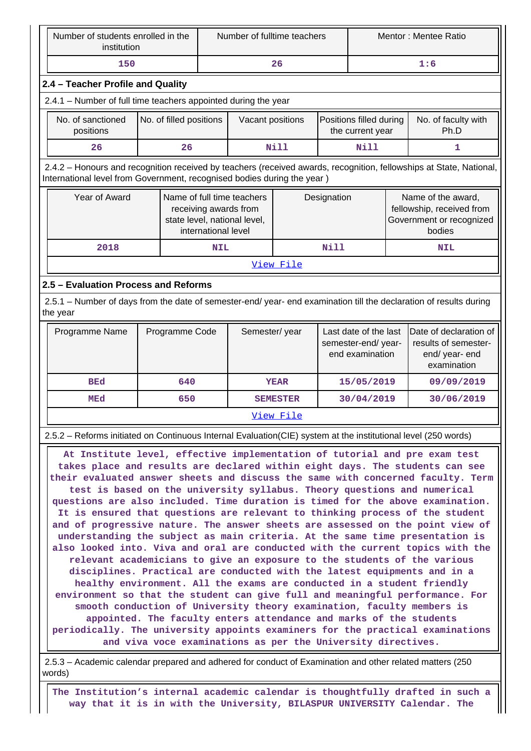| Number of students enrolled in the institution | Number of fulltime teachers | Mentor : Mentee Ratio |
|---|---|---|
| 150 | 26 | 1:6 |

### 2.4 – Teacher Profile and Quality

2.4.1 – Number of full time teachers appointed during the year

| No. of sanctioned positions | No. of filled positions | Vacant positions | Positions filled during the current year | No. of faculty with Ph.D |
|---|---|---|---|---|
| 26 | 26 | Nill | Nill | 1 |

2.4.2 – Honours and recognition received by teachers (received awards, recognition, fellowships at State, National, International level from Government, recognised bodies during the year )

| Year of Award | Name of full time teachers receiving awards from state level, national level, international level | Designation | Name of the award, fellowship, received from Government or recognized bodies |
|---|---|---|---|
| 2018 | NIL | Nill | NIL |
| View File | | | |

### 2.5 – Evaluation Process and Reforms

2.5.1 – Number of days from the date of semester-end/ year- end examination till the declaration of results during the year

| Programme Name | Programme Code | Semester/ year | Last date of the last semester-end/ year- end examination | Date of declaration of results of semester-end/ year- end examination |
|---|---|---|---|---|
| BEd | 640 | YEAR | 15/05/2019 | 09/09/2019 |
| MEd | 650 | SEMESTER | 30/04/2019 | 30/06/2019 |
| View File | | | | |

2.5.2 – Reforms initiated on Continuous Internal Evaluation(CIE) system at the institutional level (250 words)

At Institute level, effective implementation of tutorial and pre exam test takes place and results are declared within eight days. The students can see their evaluated answer sheets and discuss the same with concerned faculty. Term test is based on the university syllabus. Theory questions and numerical questions are also included. Time duration is timed for the above examination. It is ensured that questions are relevant to thinking process of the student and of progressive nature. The answer sheets are assessed on the point view of understanding the subject as main criteria. At the same time presentation is also looked into. Viva and oral are conducted with the current topics with the relevant academicians to give an exposure to the students of the various disciplines. Practical are conducted with the latest equipments and in a healthy environment. All the exams are conducted in a student friendly environment so that the student can give full and meaningful performance. For smooth conduction of University theory examination, faculty members is appointed. The faculty enters attendance and marks of the students periodically. The university appoints examiners for the practical examinations and viva voce examinations as per the University directives.

2.5.3 – Academic calendar prepared and adhered for conduct of Examination and other related matters (250 words)

The Institution's internal academic calendar is thoughtfully drafted in such a way that it is in with the University, BILASPUR UNIVERSITY Calendar. The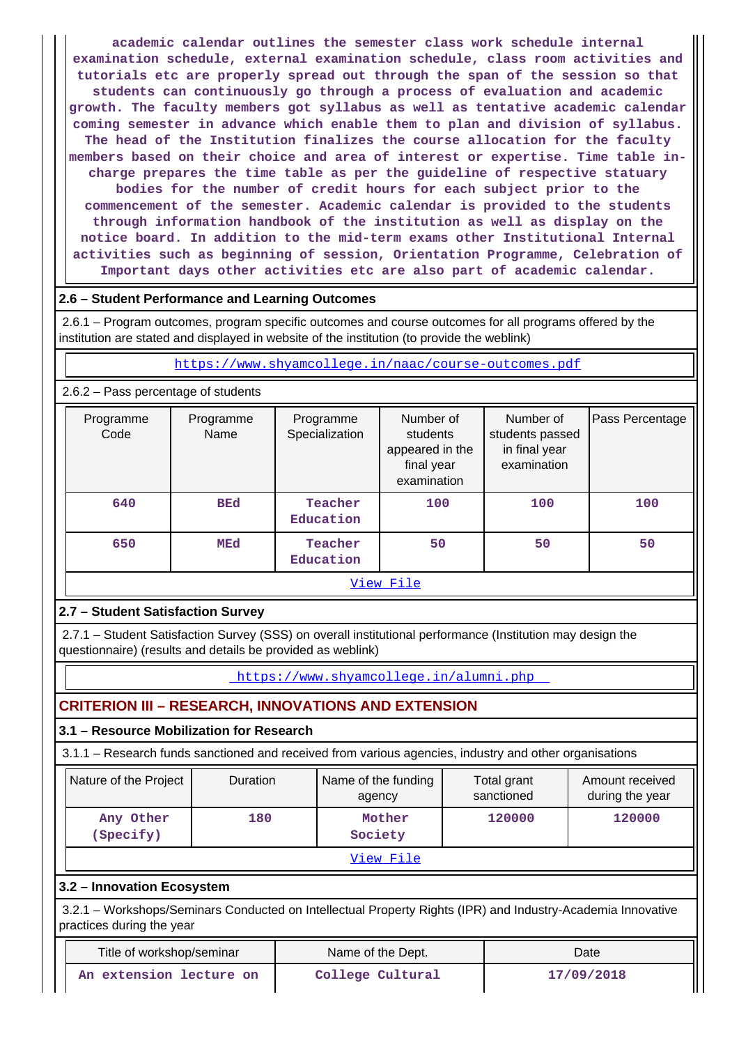academic calendar outlines the semester class work schedule internal examination schedule, external examination schedule, class room activities and tutorials etc are properly spread out through the span of the session so that students can continuously go through a process of evaluation and academic growth. The faculty members got syllabus as well as tentative academic calendar coming semester in advance which enable them to plan and division of syllabus. The head of the Institution finalizes the course allocation for the faculty members based on their choice and area of interest or expertise. Time table in-charge prepares the time table as per the guideline of respective statuary bodies for the number of credit hours for each subject prior to the commencement of the semester. Academic calendar is provided to the students through information handbook of the institution as well as display on the notice board. In addition to the mid-term exams other Institutional Internal activities such as beginning of session, Orientation Programme, Celebration of Important days other activities etc are also part of academic calendar.

### 2.6 – Student Performance and Learning Outcomes

2.6.1 – Program outcomes, program specific outcomes and course outcomes for all programs offered by the institution are stated and displayed in website of the institution (to provide the weblink)

https://www.shyamcollege.in/naac/course-outcomes.pdf

2.6.2 – Pass percentage of students

| Programme Code | Programme Name | Programme Specialization | Number of students appeared in the final year examination | Number of students passed in final year examination | Pass Percentage |
|---|---|---|---|---|---|
| 640 | BEd | Teacher Education | 100 | 100 | 100 |
| 650 | MEd | Teacher Education | 50 | 50 | 50 |

View File

### 2.7 – Student Satisfaction Survey

2.7.1 – Student Satisfaction Survey (SSS) on overall institutional performance (Institution may design the questionnaire) (results and details be provided as weblink)

https://www.shyamcollege.in/alumni.php

## CRITERION III – RESEARCH, INNOVATIONS AND EXTENSION

### 3.1 – Resource Mobilization for Research

3.1.1 – Research funds sanctioned and received from various agencies, industry and other organisations

| Nature of the Project | Duration | Name of the funding agency | Total grant sanctioned | Amount received during the year |
|---|---|---|---|---|
| Any Other (Specify) | 180 | Mother Society | 120000 | 120000 |

View File

### 3.2 – Innovation Ecosystem

3.2.1 – Workshops/Seminars Conducted on Intellectual Property Rights (IPR) and Industry-Academia Innovative practices during the year

| Title of workshop/seminar | Name of the Dept. | Date |
|---|---|---|
| An extension lecture on | College Cultural | 17/09/2018 |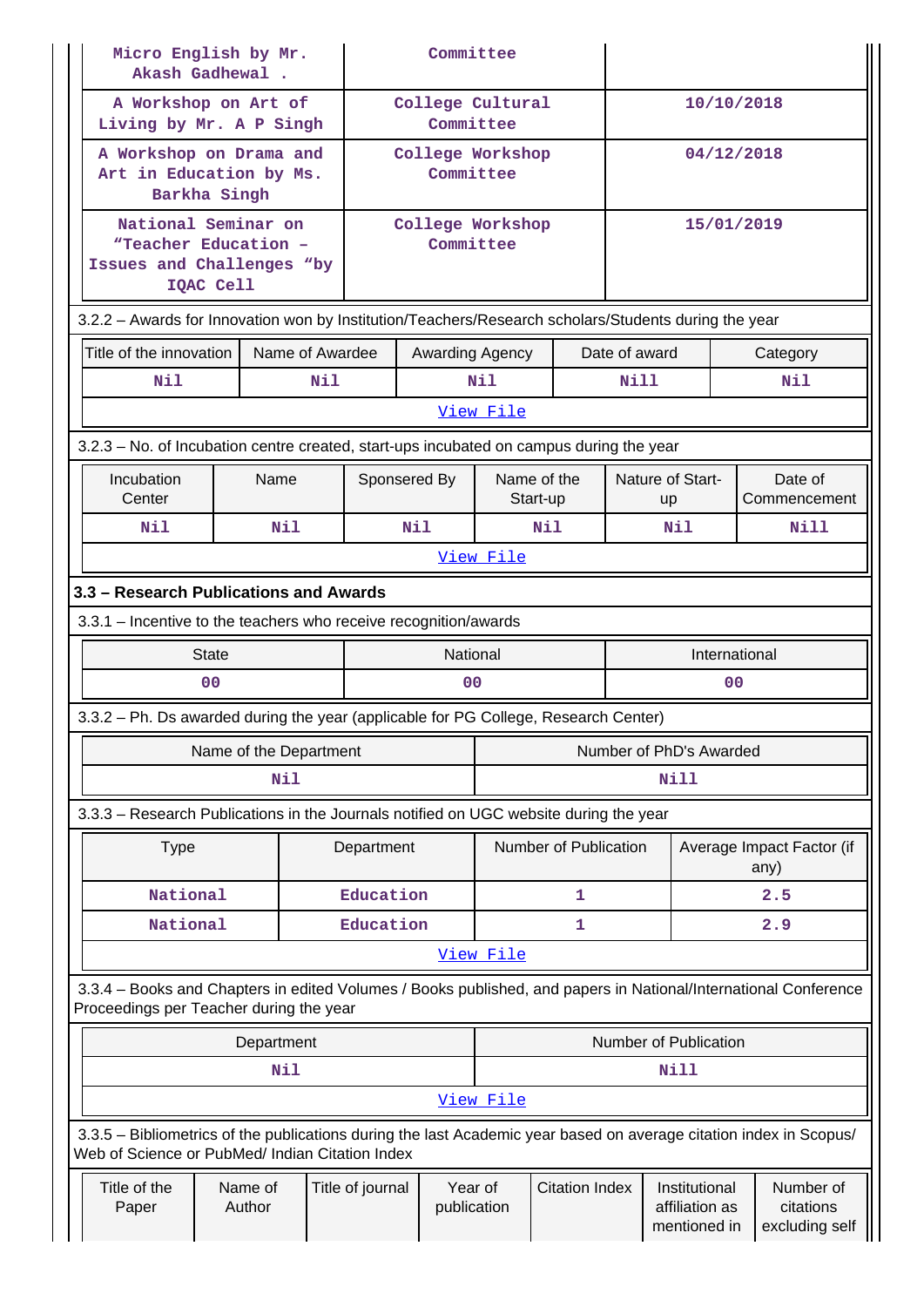| | | |
|---|---|---|
| Micro English by Mr. Akash Gadhewal . | Committee | |
| A Workshop on Art of Living by Mr. A P Singh | College Cultural Committee | 10/10/2018 |
| A Workshop on Drama and Art in Education by Ms. Barkha Singh | College Workshop Committee | 04/12/2018 |
| National Seminar on "Teacher Education – Issues and Challenges "by IQAC Cell | College Workshop Committee | 15/01/2019 |

3.2.2 – Awards for Innovation won by Institution/Teachers/Research scholars/Students during the year

| Title of the innovation | Name of Awardee | Awarding Agency | Date of award | Category |
|---|---|---|---|---|
| Nil | Nil | Nil | Nill | Nil |

View File

3.2.3 – No. of Incubation centre created, start-ups incubated on campus during the year

| Incubation Center | Name | Sponsered By | Name of the Start-up | Nature of Start-up | Date of Commencement |
|---|---|---|---|---|---|
| Nil | Nil | Nil | Nil | Nil | Nill |

View File

### 3.3 – Research Publications and Awards

3.3.1 – Incentive to the teachers who receive recognition/awards

| State | National | International |
|---|---|---|
| 00 | 00 | 00 |

3.3.2 – Ph. Ds awarded during the year (applicable for PG College, Research Center)

| Name of the Department | Number of PhD's Awarded |
|---|---|
| Nil | Nill |

3.3.3 – Research Publications in the Journals notified on UGC website during the year

| Type | Department | Number of Publication | Average Impact Factor (if any) |
|---|---|---|---|
| National | Education | 1 | 2.5 |
| National | Education | 1 | 2.9 |

View File

3.3.4 – Books and Chapters in edited Volumes / Books published, and papers in National/International Conference Proceedings per Teacher during the year

| Department | Number of Publication |
|---|---|
| Nil | Nill |

View File

3.3.5 – Bibliometrics of the publications during the last Academic year based on average citation index in Scopus/ Web of Science or PubMed/ Indian Citation Index

| Title of the Paper | Name of Author | Title of journal | Year of publication | Citation Index | Institutional affiliation as mentioned in | Number of citations excluding self |
|---|---|---|---|---|---|---|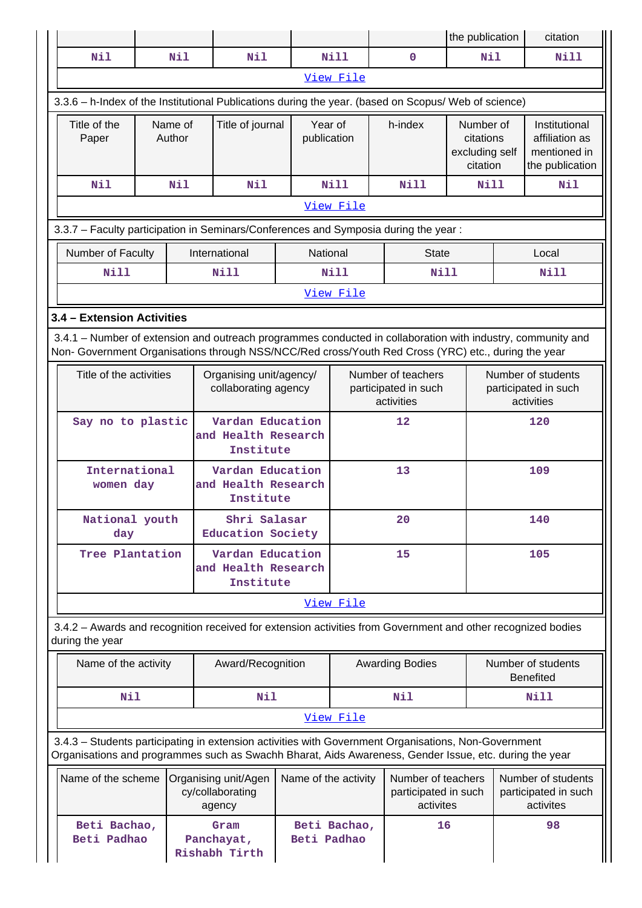| | | | | | the publication | citation |
|---|---|---|---|---|---|---|
| Nil | Nil | Nil | Nill | 0 | Nil | Nill |

View File

3.3.6 – h-Index of the Institutional Publications during the year. (based on Scopus/ Web of science)

| Title of the Paper | Name of Author | Title of journal | Year of publication | h-index | Number of citations excluding self citation | Institutional affiliation as mentioned in the publication |
|---|---|---|---|---|---|---|
| Nil | Nil | Nil | Nill | Nill | Nill | Nil |

View File

3.3.7 – Faculty participation in Seminars/Conferences and Symposia during the year :

| Number of Faculty | International | National | State | Local |
|---|---|---|---|---|
| Nill | Nill | Nill | Nill | Nill |

View File

**3.4 – Extension Activities**

3.4.1 – Number of extension and outreach programmes conducted in collaboration with industry, community and Non- Government Organisations through NSS/NCC/Red cross/Youth Red Cross (YRC) etc., during the year

| Title of the activities | Organising unit/agency/ collaborating agency | Number of teachers participated in such activities | Number of students participated in such activities |
|---|---|---|---|
| Say no to plastic | Vardan Education and Health Research Institute | 12 | 120 |
| International women day | Vardan Education and Health Research Institute | 13 | 109 |
| National youth day | Shri Salasar Education Society | 20 | 140 |
| Tree Plantation | Vardan Education and Health Research Institute | 15 | 105 |

View File

3.4.2 – Awards and recognition received for extension activities from Government and other recognized bodies during the year

| Name of the activity | Award/Recognition | Awarding Bodies | Number of students Benefited |
|---|---|---|---|
| Nil | Nil | Nil | Nill |

View File

3.4.3 – Students participating in extension activities with Government Organisations, Non-Government Organisations and programmes such as Swachh Bharat, Aids Awareness, Gender Issue, etc. during the year

| Name of the scheme | Organising unit/Agency/collaborating agency | Name of the activity | Number of teachers participated in such activites | Number of students participated in such activites |
|---|---|---|---|---|
| Beti Bachao, Beti Padhao | Gram Panchayat, Rishabh Tirth | Beti Bachao, Beti Padhao | 16 | 98 |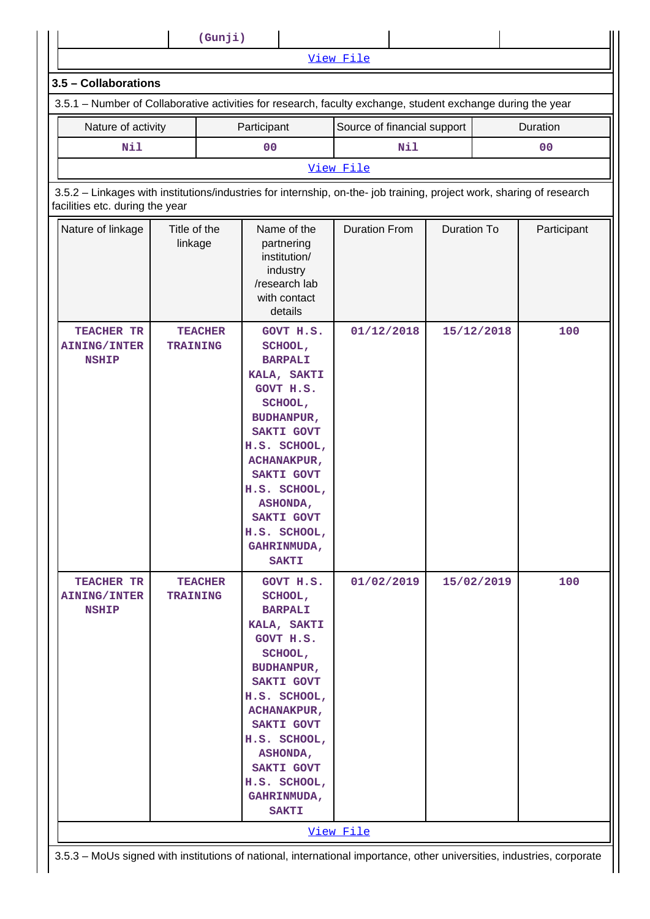| | (Gunji) | | | |
|---|---|---|---|---|

View File

### 3.5 – Collaborations

3.5.1 – Number of Collaborative activities for research, faculty exchange, student exchange during the year

| Nature of activity | Participant | Source of financial support | Duration |
|---|---|---|---|
| Nil | 00 | Nil | 00 |

View File

3.5.2 – Linkages with institutions/industries for internship, on-the- job training, project work, sharing of research facilities etc. during the year

| Nature of linkage | Title of the linkage | Name of the partnering institution/ industry /research lab with contact details | Duration From | Duration To | Participant |
|---|---|---|---|---|---|
| TEACHER TRAINING/INTERNSHIP | TEACHER TRAINING | GOVT H.S. SCHOOL, BARPALI KALA, SAKTI GOVT H.S. SCHOOL, BUDHANPUR, SAKTI GOVT H.S. SCHOOL, ACHANAKPUR, SAKTI GOVT H.S. SCHOOL, ASHONDA, SAKTI GOVT H.S. SCHOOL, GAHRINMUDA, SAKTI | 01/12/2018 | 15/12/2018 | 100 |
| TEACHER TRAINING/INTERNSHIP | TEACHER TRAINING | GOVT H.S. SCHOOL, BARPALI KALA, SAKTI GOVT H.S. SCHOOL, BUDHANPUR, SAKTI GOVT H.S. SCHOOL, ACHANAKPUR, SAKTI GOVT H.S. SCHOOL, ASHONDA, SAKTI GOVT H.S. SCHOOL, GAHRINMUDA, SAKTI | 01/02/2019 | 15/02/2019 | 100 |

View File

3.5.3 – MoUs signed with institutions of national, international importance, other universities, industries, corporate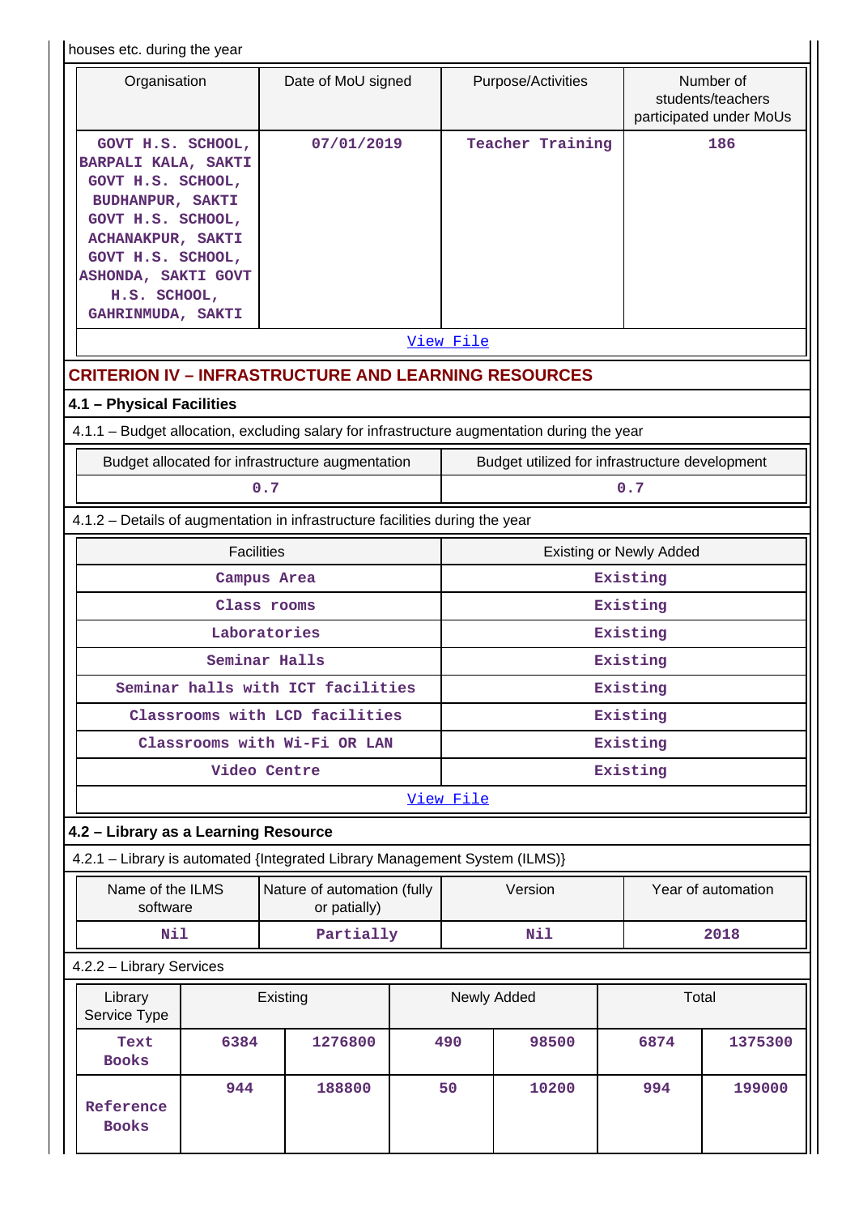houses etc. during the year

| Organisation | Date of MoU signed | Purpose/Activities | Number of students/teachers participated under MoUs |
|---|---|---|---|
| GOVT H.S. SCHOOL, BARPALI KALA, SAKTI GOVT H.S. SCHOOL, BUDHANPUR, SAKTI GOVT H.S. SCHOOL, ACHANAKPUR, SAKTI GOVT H.S. SCHOOL, ASHONDA, SAKTI GOVT H.S. SCHOOL, GAHRINMUDA, SAKTI | 07/01/2019 | Teacher Training | 186 |

View File

## CRITERION IV – INFRASTRUCTURE AND LEARNING RESOURCES

### 4.1 – Physical Facilities

4.1.1 – Budget allocation, excluding salary for infrastructure augmentation during the year

| Budget allocated for infrastructure augmentation | Budget utilized for infrastructure development |
|---|---|
| 0.7 | 0.7 |

4.1.2 – Details of augmentation in infrastructure facilities during the year

| Facilities | Existing or Newly Added |
|---|---|
| Campus Area | Existing |
| Class rooms | Existing |
| Laboratories | Existing |
| Seminar Halls | Existing |
| Seminar halls with ICT facilities | Existing |
| Classrooms with LCD facilities | Existing |
| Classrooms with Wi-Fi OR LAN | Existing |
| Video Centre | Existing |

View File

### 4.2 – Library as a Learning Resource

4.2.1 – Library is automated {Integrated Library Management System (ILMS)}

| Name of the ILMS software | Nature of automation (fully or patially) | Version | Year of automation |
|---|---|---|---|
| Nil | Partially | Nil | 2018 |

4.2.2 – Library Services

| Library Service Type | Existing | | Newly Added | | Total | |
|---|---|---|---|---|---|---|
| Text Books | 6384 | 1276800 | 490 | 98500 | 6874 | 1375300 |
| Reference Books | 944 | 188800 | 50 | 10200 | 994 | 199000 |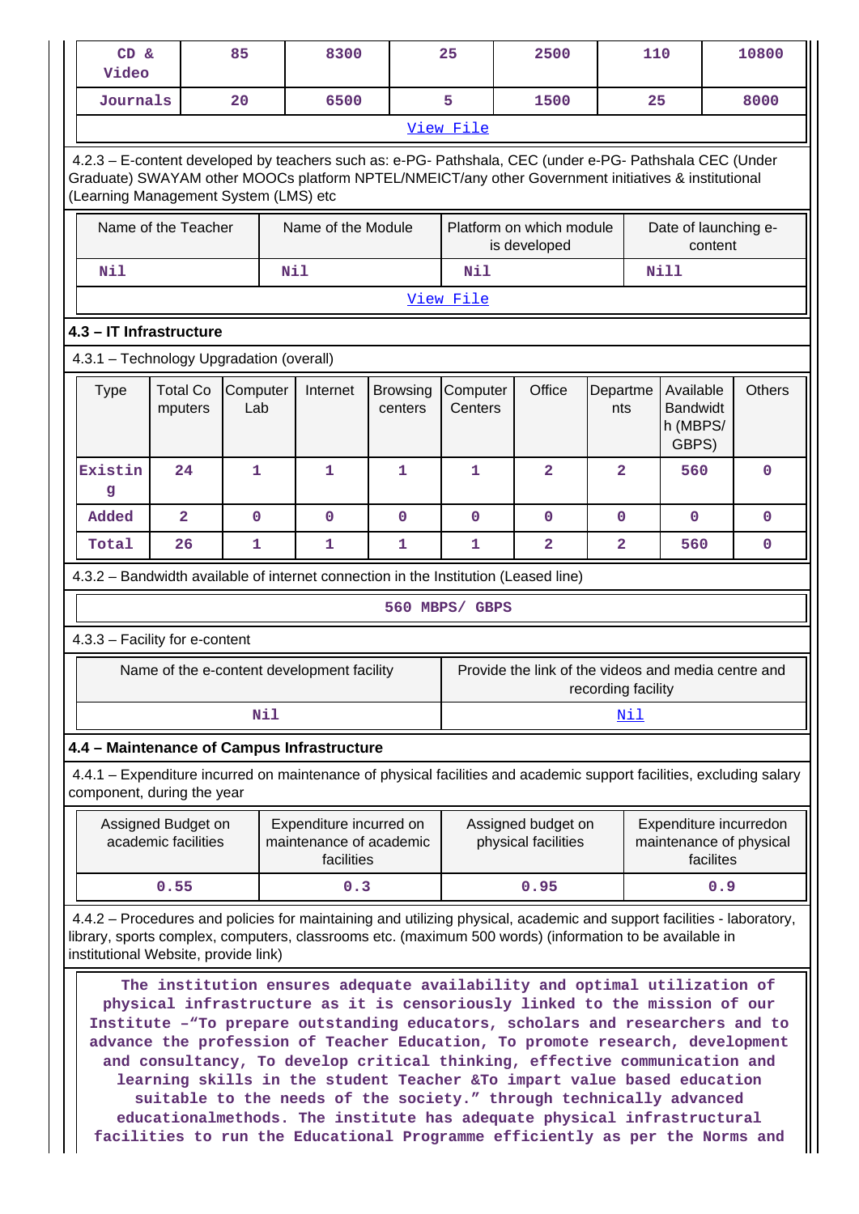| CD & Video | 85 | 8300 | 25 | 2500 | 110 | 10800 |
|---|---|---|---|---|---|---|
| Journals | 20 | 6500 | 5 | 1500 | 25 | 8000 |
| View File | | | | | | |

4.2.3 – E-content developed by teachers such as: e-PG- Pathshala, CEC (under e-PG- Pathshala CEC (Under Graduate) SWAYAM other MOOCs platform NPTEL/NMEICT/any other Government initiatives & institutional (Learning Management System (LMS) etc

| Name of the Teacher | Name of the Module | Platform on which module is developed | Date of launching e-content |
|---|---|---|---|
| Nil | Nil | Nil | Nill |
| View File | | | |

### 4.3 – IT Infrastructure

4.3.1 – Technology Upgradation (overall)

| Type | Total Computers | Computer Lab | Internet | Browsing centers | Computer Centers | Office | Departments | Available Bandwidth (MBPS/ GBPS) | Others |
|---|---|---|---|---|---|---|---|---|---|
| Existing | 24 | 1 | 1 | 1 | 1 | 2 | 2 | 560 | 0 |
| Added | 2 | 0 | 0 | 0 | 0 | 0 | 0 | 0 | 0 |
| Total | 26 | 1 | 1 | 1 | 1 | 2 | 2 | 560 | 0 |

4.3.2 – Bandwidth available of internet connection in the Institution (Leased line)

560 MBPS/ GBPS

4.3.3 – Facility for e-content

| Name of the e-content development facility | Provide the link of the videos and media centre and recording facility |
|---|---|
| Nil | Nil |

### 4.4 – Maintenance of Campus Infrastructure

4.4.1 – Expenditure incurred on maintenance of physical facilities and academic support facilities, excluding salary component, during the year

| Assigned Budget on academic facilities | Expenditure incurred on maintenance of academic facilities | Assigned budget on physical facilities | Expenditure incurredon maintenance of physical facilites |
|---|---|---|---|
| 0.55 | 0.3 | 0.95 | 0.9 |

4.4.2 – Procedures and policies for maintaining and utilizing physical, academic and support facilities - laboratory, library, sports complex, computers, classrooms etc. (maximum 500 words) (information to be available in institutional Website, provide link)

The institution ensures adequate availability and optimal utilization of physical infrastructure as it is censoriously linked to the mission of our Institute –"To prepare outstanding educators, scholars and researchers and to advance the profession of Teacher Education, To promote research, development and consultancy, To develop critical thinking, effective communication and learning skills in the student Teacher &To impart value based education suitable to the needs of the society." through technically advanced educationalmethods. The institute has adequate physical infrastructural facilities to run the Educational Programme efficiently as per the Norms and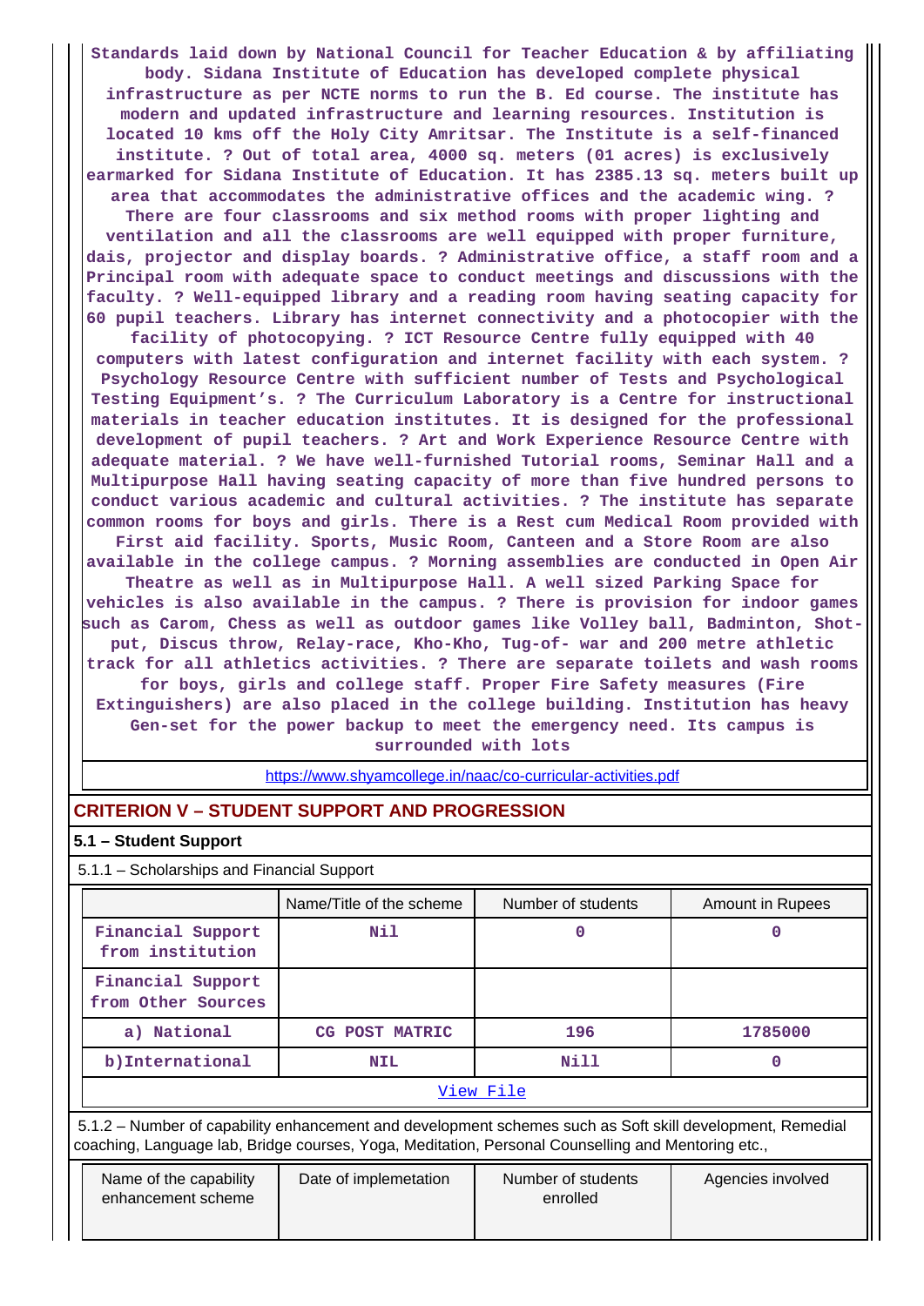**Standards laid down by National Council for Teacher Education & by affiliating body. Sidana Institute of Education has developed complete physical infrastructure as per NCTE norms to run the B. Ed course. The institute has modern and updated infrastructure and learning resources. Institution is located 10 kms off the Holy City Amritsar. The Institute is a self-financed institute. ? Out of total area, 4000 sq. meters (01 acres) is exclusively earmarked for Sidana Institute of Education. It has 2385.13 sq. meters built up area that accommodates the administrative offices and the academic wing. ? There are four classrooms and six method rooms with proper lighting and ventilation and all the classrooms are well equipped with proper furniture, dais, projector and display boards. ? Administrative office, a staff room and a Principal room with adequate space to conduct meetings and discussions with the faculty. ? Well-equipped library and a reading room having seating capacity for 60 pupil teachers. Library has internet connectivity and a photocopier with the facility of photocopying. ? ICT Resource Centre fully equipped with 40 computers with latest configuration and internet facility with each system. ? Psychology Resource Centre with sufficient number of Tests and Psychological Testing Equipment's. ? The Curriculum Laboratory is a Centre for instructional materials in teacher education institutes. It is designed for the professional development of pupil teachers. ? Art and Work Experience Resource Centre with adequate material. ? We have well-furnished Tutorial rooms, Seminar Hall and a Multipurpose Hall having seating capacity of more than five hundred persons to conduct various academic and cultural activities. ? The institute has separate common rooms for boys and girls. There is a Rest cum Medical Room provided with First aid facility. Sports, Music Room, Canteen and a Store Room are also available in the college campus. ? Morning assemblies are conducted in Open Air Theatre as well as in Multipurpose Hall. A well sized Parking Space for vehicles is also available in the campus. ? There is provision for indoor games such as Carom, Chess as well as outdoor games like Volley ball, Badminton, Shot-put, Discus throw, Relay-race, Kho-Kho, Tug-of- war and 200 metre athletic track for all athletics activities. ? There are separate toilets and wash rooms for boys, girls and college staff. Proper Fire Safety measures (Fire Extinguishers) are also placed in the college building. Institution has heavy Gen-set for the power backup to meet the emergency need. Its campus is surrounded with lots**

https://www.shyamcollege.in/naac/co-curricular-activities.pdf

## CRITERION V – STUDENT SUPPORT AND PROGRESSION

### 5.1 – Student Support

5.1.1 – Scholarships and Financial Support

| | Name/Title of the scheme | Number of students | Amount in Rupees |
|---|---|---|---|
| Financial Support from institution | Nil | 0 | 0 |
| Financial Support from Other Sources | | | |
| a) National | CG POST MATRIC | 196 | 1785000 |
| b)International | NIL | Nill | 0 |

View File

5.1.2 – Number of capability enhancement and development schemes such as Soft skill development, Remedial coaching, Language lab, Bridge courses, Yoga, Meditation, Personal Counselling and Mentoring etc.,

| Name of the capability enhancement scheme | Date of implemetation | Number of students enrolled | Agencies involved |
|---|---|---|---|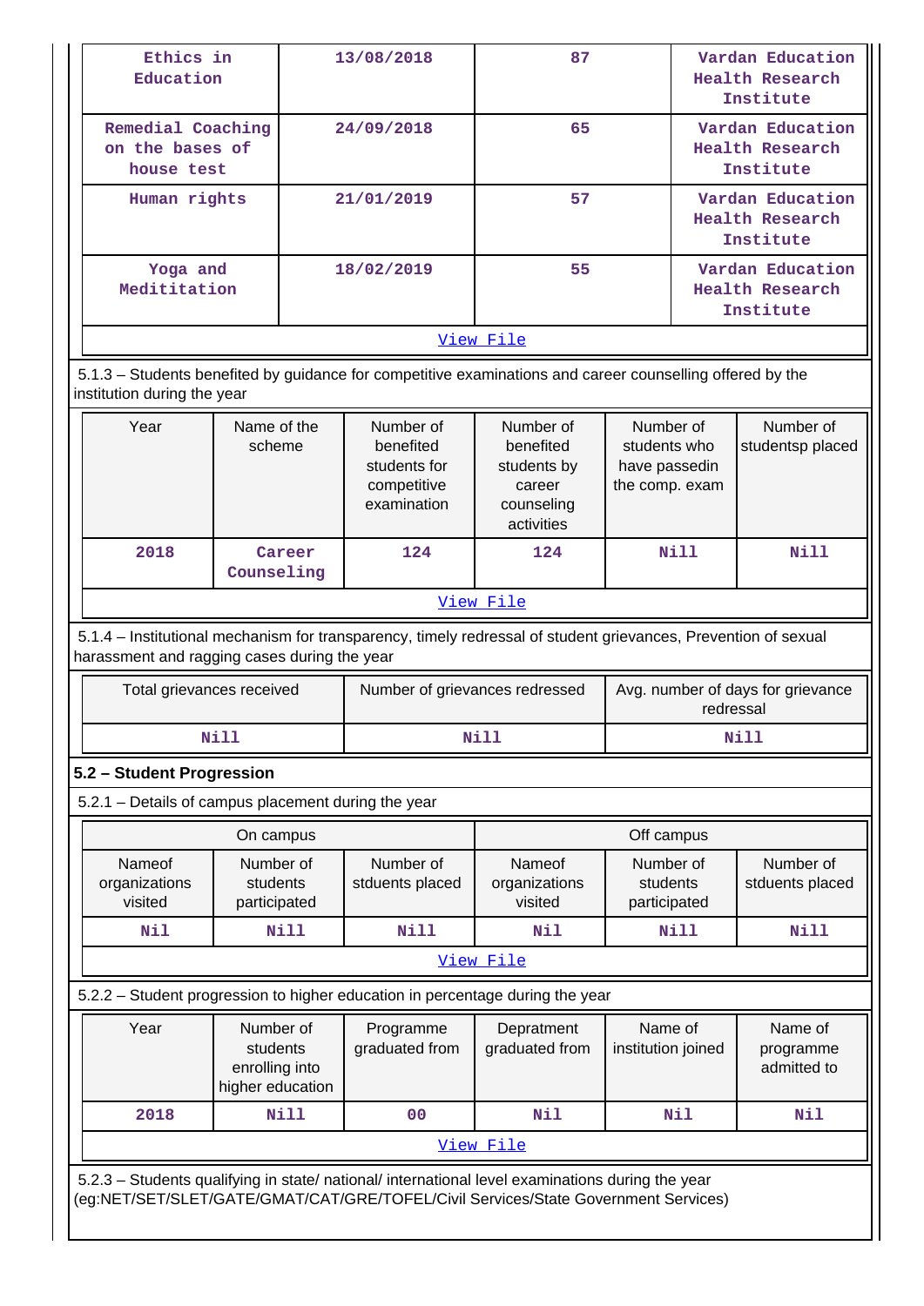| Ethics in Education | 13/08/2018 | 87 | Vardan Education Health Research Institute |
|---|---|---|---|
| Remedial Coaching on the bases of house test | 24/09/2018 | 65 | Vardan Education Health Research Institute |
| Human rights | 21/01/2019 | 57 | Vardan Education Health Research Institute |
| Yoga and Medititation | 18/02/2019 | 55 | Vardan Education Health Research Institute |
| View File | | | |

5.1.3 – Students benefited by guidance for competitive examinations and career counselling offered by the institution during the year

| Year | Name of the scheme | Number of benefited students for competitive examination | Number of benefited students by career counseling activities | Number of students who have passedin the comp. exam | Number of studentsp placed |
|---|---|---|---|---|---|
| 2018 | Career Counseling | 124 | 124 | Nill | Nill |
| View File | | | | | |

5.1.4 – Institutional mechanism for transparency, timely redressal of student grievances, Prevention of sexual harassment and ragging cases during the year

| Total grievances received | Number of grievances redressed | Avg. number of days for grievance redressal |
|---|---|---|
| Nill | Nill | Nill |

## 5.2 – Student Progression

5.2.1 – Details of campus placement during the year

| On campus | | | Off campus | | |
|---|---|---|---|---|---|
| Nameof organizations visited | Number of students participated | Number of stduents placed | Nameof organizations visited | Number of students participated | Number of stduents placed |
| Nil | Nill | Nill | Nil | Nill | Nill |
| View File | | | | | |

5.2.2 – Student progression to higher education in percentage during the year

| Year | Number of students enrolling into higher education | Programme graduated from | Depratment graduated from | Name of institution joined | Name of programme admitted to |
|---|---|---|---|---|---|
| 2018 | Nill | 00 | Nil | Nil | Nil |
| View File | | | | | |

5.2.3 – Students qualifying in state/ national/ international level examinations during the year (eg:NET/SET/SLET/GATE/GMAT/CAT/GRE/TOFEL/Civil Services/State Government Services)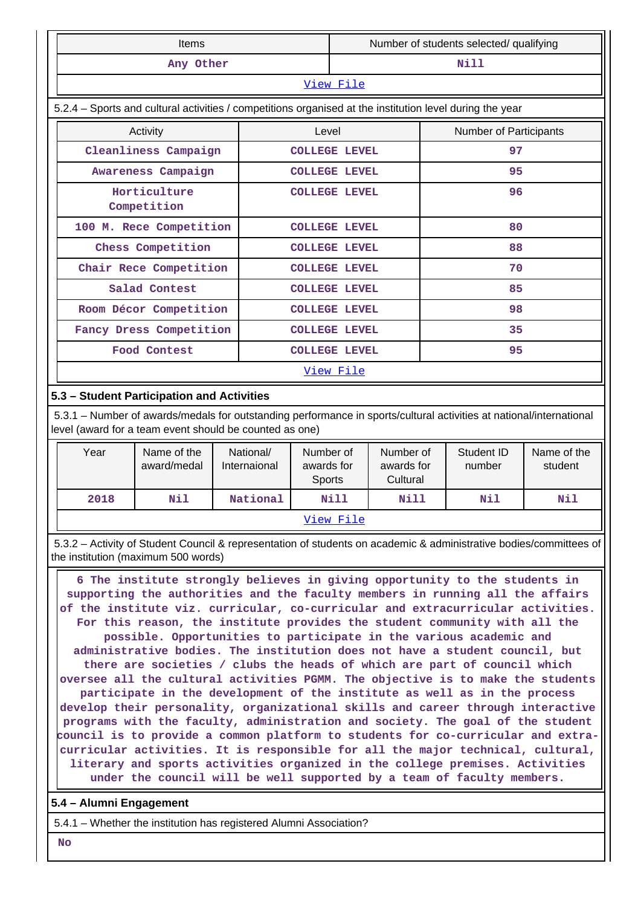| Items | Number of students selected/ qualifying |
|---|---|
| Any Other | Nill |
| View File | |

5.2.4 – Sports and cultural activities / competitions organised at the institution level during the year

| Activity | Level | Number of Participants |
|---|---|---|
| Cleanliness Campaign | COLLEGE LEVEL | 97 |
| Awareness Campaign | COLLEGE LEVEL | 95 |
| Horticulture Competition | COLLEGE LEVEL | 96 |
| 100 M. Rece Competition | COLLEGE LEVEL | 80 |
| Chess Competition | COLLEGE LEVEL | 88 |
| Chair Rece Competition | COLLEGE LEVEL | 70 |
| Salad Contest | COLLEGE LEVEL | 85 |
| Room Décor Competition | COLLEGE LEVEL | 98 |
| Fancy Dress Competition | COLLEGE LEVEL | 35 |
| Food Contest | COLLEGE LEVEL | 95 |
| View File | | |

## 5.3 – Student Participation and Activities

5.3.1 – Number of awards/medals for outstanding performance in sports/cultural activities at national/international level (award for a team event should be counted as one)

| Year | Name of the award/medal | National/ Internaional | Number of awards for Sports | Number of awards for Cultural | Student ID number | Name of the student |
|---|---|---|---|---|---|---|
| 2018 | Nil | National | Nill | Nill | Nil | Nil |
| View File | | | | | | |

5.3.2 – Activity of Student Council & representation of students on academic & administrative bodies/committees of the institution (maximum 500 words)

6 The institute strongly believes in giving opportunity to the students in supporting the authorities and the faculty members in running all the affairs of the institute viz. curricular, co-curricular and extracurricular activities. For this reason, the institute provides the student community with all the possible. Opportunities to participate in the various academic and administrative bodies. The institution does not have a student council, but there are societies / clubs the heads of which are part of council which oversee all the cultural activities PGMM. The objective is to make the students participate in the development of the institute as well as in the process develop their personality, organizational skills and career through interactive programs with the faculty, administration and society. The goal of the student council is to provide a common platform to students for co-curricular and extra-curricular activities. It is responsible for all the major technical, cultural, literary and sports activities organized in the college premises. Activities under the council will be well supported by a team of faculty members.

## 5.4 – Alumni Engagement

5.4.1 – Whether the institution has registered Alumni Association?

No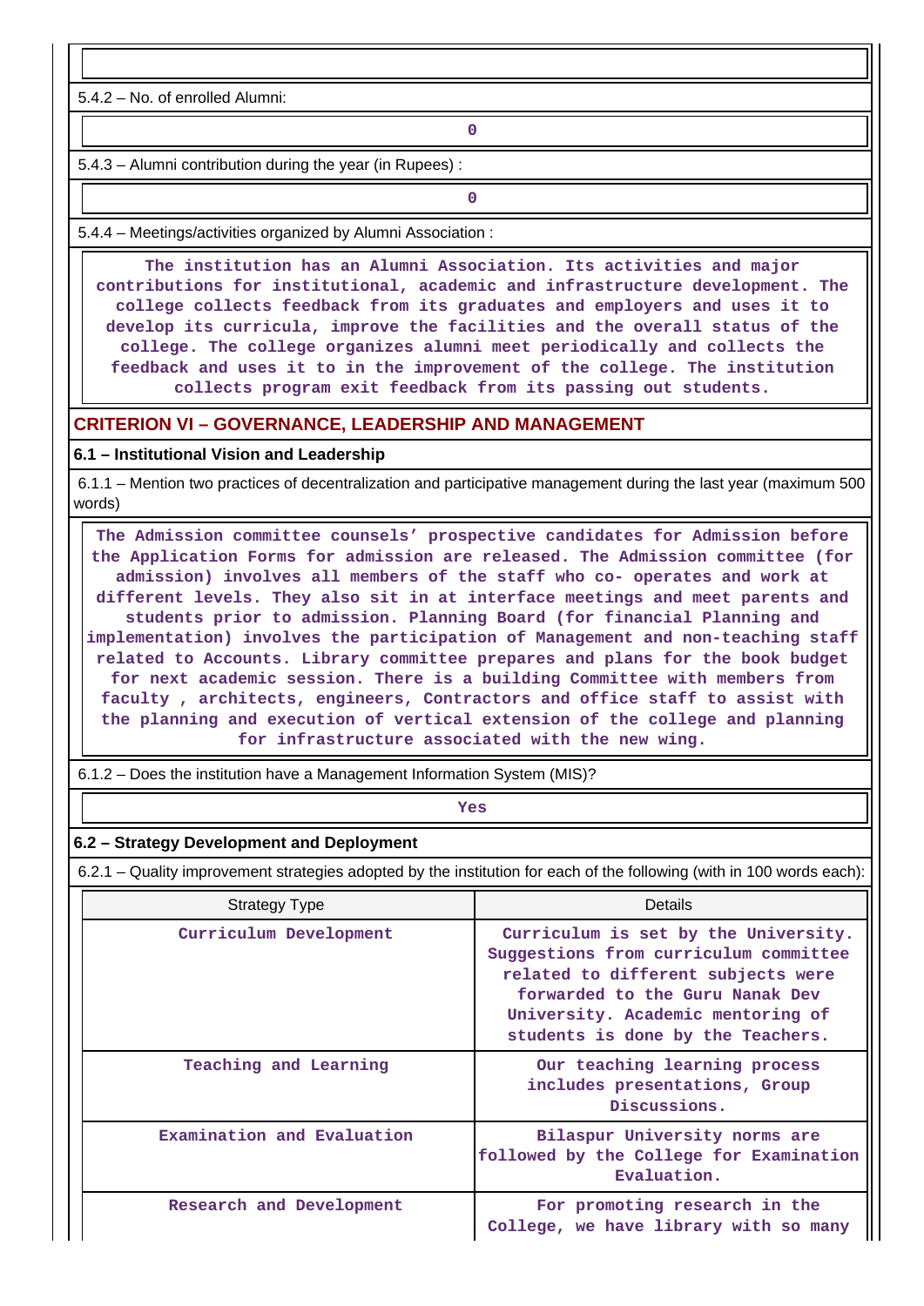5.4.2 – No. of enrolled Alumni:

0

5.4.3 – Alumni contribution during the year (in Rupees) :

0

5.4.4 – Meetings/activities organized by Alumni Association :

The institution has an Alumni Association. Its activities and major contributions for institutional, academic and infrastructure development. The college collects feedback from its graduates and employers and uses it to develop its curricula, improve the facilities and the overall status of the college. The college organizes alumni meet periodically and collects the feedback and uses it to in the improvement of the college. The institution collects program exit feedback from its passing out students.

## CRITERION VI – GOVERNANCE, LEADERSHIP AND MANAGEMENT

### 6.1 – Institutional Vision and Leadership

6.1.1 – Mention two practices of decentralization and participative management during the last year (maximum 500 words)

The Admission committee counsels' prospective candidates for Admission before the Application Forms for admission are released. The Admission committee (for admission) involves all members of the staff who co- operates and work at different levels. They also sit in at interface meetings and meet parents and students prior to admission. Planning Board (for financial Planning and implementation) involves the participation of Management and non-teaching staff related to Accounts. Library committee prepares and plans for the book budget for next academic session. There is a building Committee with members from faculty , architects, engineers, Contractors and office staff to assist with the planning and execution of vertical extension of the college and planning for infrastructure associated with the new wing.

6.1.2 – Does the institution have a Management Information System (MIS)?

Yes

### 6.2 – Strategy Development and Deployment

6.2.1 – Quality improvement strategies adopted by the institution for each of the following (with in 100 words each):

| Strategy Type | Details |
|---|---|
| Curriculum Development | Curriculum is set by the University. Suggestions from curriculum committee related to different subjects were forwarded to the Guru Nanak Dev University. Academic mentoring of students is done by the Teachers. |
| Teaching and Learning | Our teaching learning process includes presentations, Group Discussions. |
| Examination and Evaluation | Bilaspur University norms are followed by the College for Examination Evaluation. |
| Research and Development | For promoting research in the College, we have library with so many |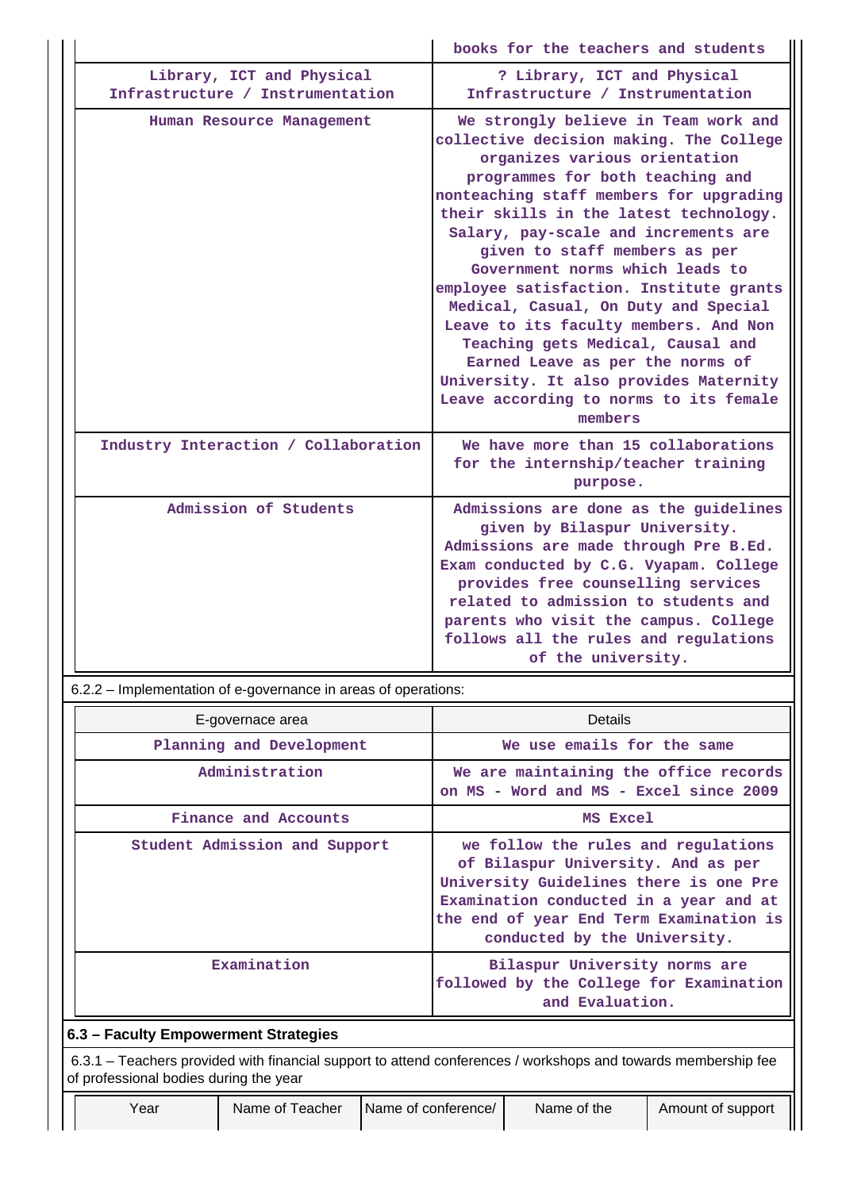| | |
|---|---|
| | books for the teachers and students |
| Library, ICT and Physical Infrastructure / Instrumentation | ? Library, ICT and Physical Infrastructure / Instrumentation |
| Human Resource Management | We strongly believe in Team work and collective decision making. The College organizes various orientation programmes for both teaching and nonteaching staff members for upgrading their skills in the latest technology. Salary, pay-scale and increments are given to staff members as per Government norms which leads to employee satisfaction. Institute grants Medical, Casual, On Duty and Special Leave to its faculty members. And Non Teaching gets Medical, Causal and Earned Leave as per the norms of University. It also provides Maternity Leave according to norms to its female members |
| Industry Interaction / Collaboration | We have more than 15 collaborations for the internship/teacher training purpose. |
| Admission of Students | Admissions are done as the guidelines given by Bilaspur University. Admissions are made through Pre B.Ed. Exam conducted by C.G. Vyapam. College provides free counselling services related to admission to students and parents who visit the campus. College follows all the rules and regulations of the university. |

6.2.2 – Implementation of e-governance in areas of operations:

| E-governace area | Details |
|---|---|
| Planning and Development | We use emails for the same |
| Administration | We are maintaining the office records on MS - Word and MS - Excel since 2009 |
| Finance and Accounts | MS Excel |
| Student Admission and Support | we follow the rules and regulations of Bilaspur University. And as per University Guidelines there is one Pre Examination conducted in a year and at the end of year End Term Examination is conducted by the University. |
| Examination | Bilaspur University norms are followed by the College for Examination and Evaluation. |

**6.3 – Faculty Empowerment Strategies**

6.3.1 – Teachers provided with financial support to attend conferences / workshops and towards membership fee of professional bodies during the year

| Year | Name of Teacher | Name of conference/ | Name of the | Amount of support |
|---|---|---|---|---|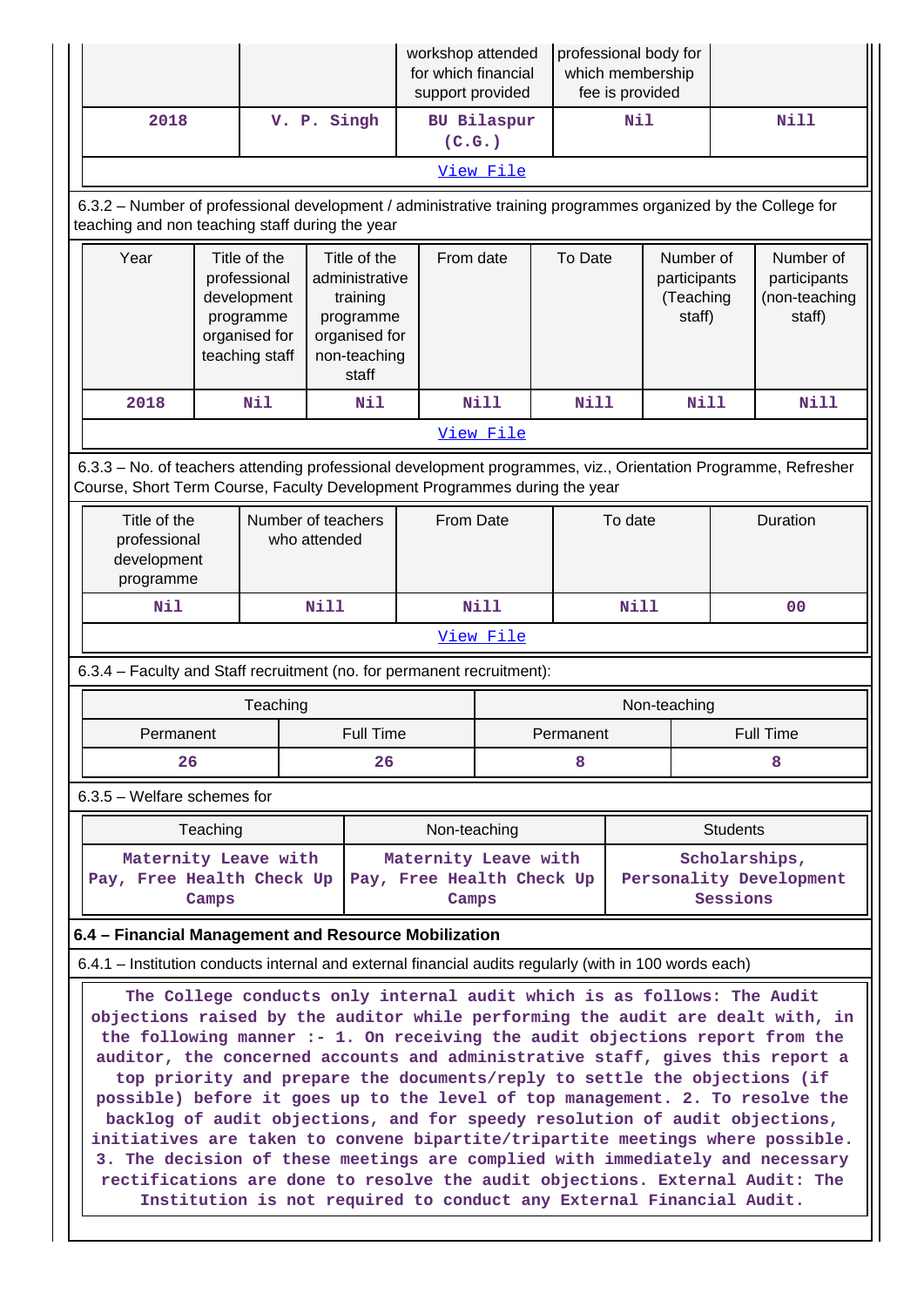| | | workshop attended for which financial support provided | professional body for which membership fee is provided | |
|---|---|---|---|---|
| 2018 | V. P. Singh | BU Bilaspur (C.G.) | Nil | Nill |
| View File | | | | |

6.3.2 – Number of professional development / administrative training programmes organized by the College for teaching and non teaching staff during the year

| Year | Title of the professional development programme organised for teaching staff | Title of the administrative training programme organised for non-teaching staff | From date | To Date | Number of participants (Teaching staff) | Number of participants (non-teaching staff) |
|---|---|---|---|---|---|---|
| 2018 | Nil | Nil | Nill | Nill | Nill | Nill |
| View File | | | | | | |

6.3.3 – No. of teachers attending professional development programmes, viz., Orientation Programme, Refresher Course, Short Term Course, Faculty Development Programmes during the year

| Title of the professional development programme | Number of teachers who attended | From Date | To date | Duration |
|---|---|---|---|---|
| Nil | Nill | Nill | Nill | 00 |
| View File | | | | |

6.3.4 – Faculty and Staff recruitment (no. for permanent recruitment):

| Teaching | | Non-teaching | |
|---|---|---|---|
| Permanent | Full Time | Permanent | Full Time |
| 26 | 26 | 8 | 8 |

6.3.5 – Welfare schemes for

| Teaching | Non-teaching | Students |
|---|---|---|
| Maternity Leave with Pay, Free Health Check Up Camps | Maternity Leave with Pay, Free Health Check Up Camps | Scholarships, Personality Development Sessions |

**6.4 – Financial Management and Resource Mobilization**

6.4.1 – Institution conducts internal and external financial audits regularly (with in 100 words each)

The College conducts only internal audit which is as follows: The Audit objections raised by the auditor while performing the audit are dealt with, in the following manner :- 1. On receiving the audit objections report from the auditor, the concerned accounts and administrative staff, gives this report a top priority and prepare the documents/reply to settle the objections (if possible) before it goes up to the level of top management. 2. To resolve the backlog of audit objections, and for speedy resolution of audit objections, initiatives are taken to convene bipartite/tripartite meetings where possible. 3. The decision of these meetings are complied with immediately and necessary rectifications are done to resolve the audit objections. External Audit: The Institution is not required to conduct any External Financial Audit.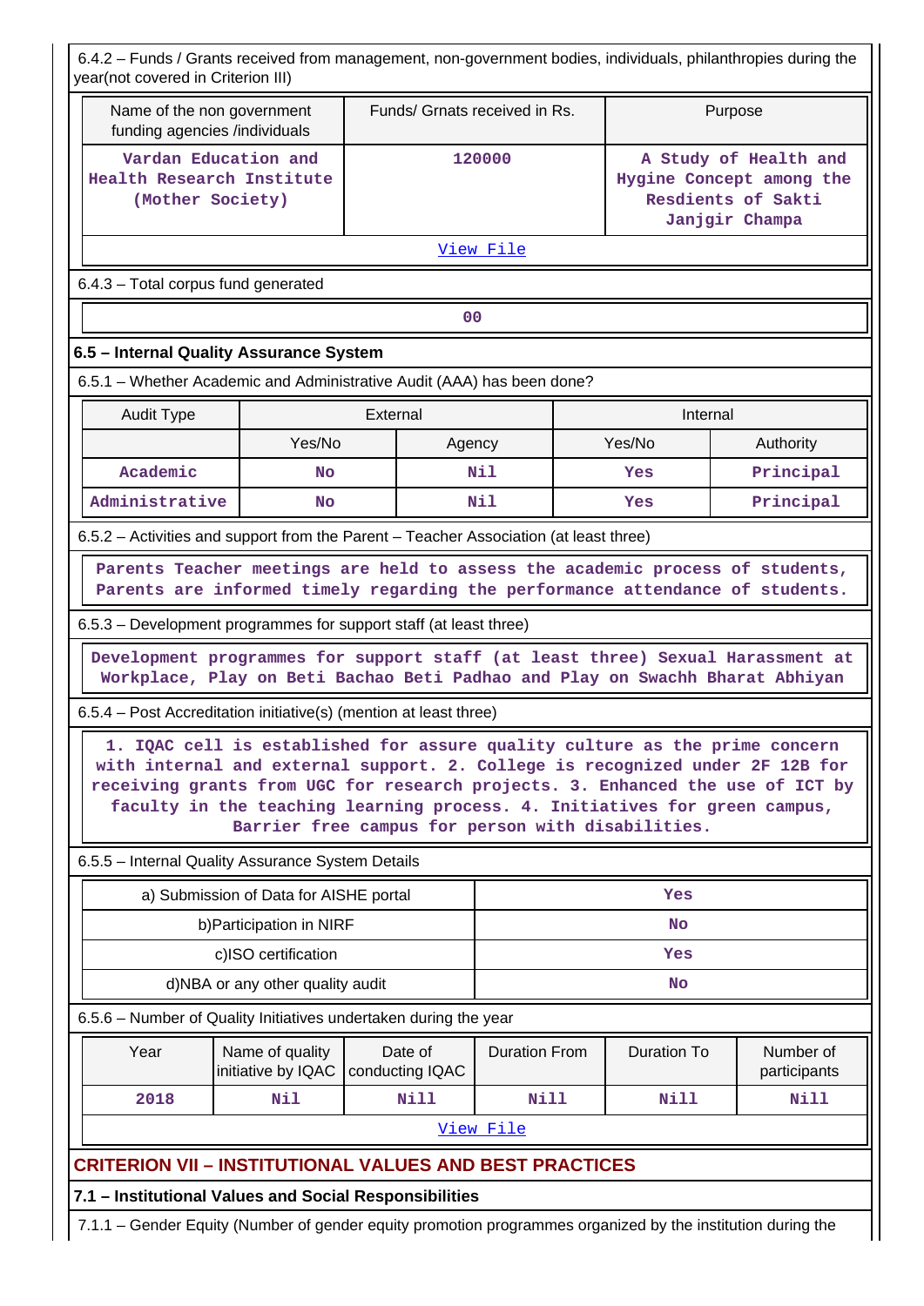6.4.2 – Funds / Grants received from management, non-government bodies, individuals, philanthropies during the year(not covered in Criterion III)

| Name of the non government funding agencies /individuals | Funds/ Grnats received in Rs. | Purpose |
|---|---|---|
| Vardan Education and Health Research Institute (Mother Society) | 120000 | A Study of Health and Hygine Concept among the Resdients of Sakti Janjgir Champa |

View File

6.4.3 – Total corpus fund generated

| 00 |
|---|

### 6.5 – Internal Quality Assurance System

6.5.1 – Whether Academic and Administrative Audit (AAA) has been done?

| Audit Type | External | | Internal | |
|---|---|---|---|---|
| | Yes/No | Agency | Yes/No | Authority |
| Academic | No | Nil | Yes | Principal |
| Administrative | No | Nil | Yes | Principal |

6.5.2 – Activities and support from the Parent – Teacher Association (at least three)

Parents Teacher meetings are held to assess the academic process of students, Parents are informed timely regarding the performance attendance of students.

6.5.3 – Development programmes for support staff (at least three)

Development programmes for support staff (at least three) Sexual Harassment at Workplace, Play on Beti Bachao Beti Padhao and Play on Swachh Bharat Abhiyan

6.5.4 – Post Accreditation initiative(s) (mention at least three)

1. IQAC cell is established for assure quality culture as the prime concern with internal and external support. 2. College is recognized under 2F 12B for receiving grants from UGC for research projects. 3. Enhanced the use of ICT by faculty in the teaching learning process. 4. Initiatives for green campus, Barrier free campus for person with disabilities.

6.5.5 – Internal Quality Assurance System Details

| | |
|---|---|
| a) Submission of Data for AISHE portal | Yes |
| b)Participation in NIRF | No |
| c)ISO certification | Yes |
| d)NBA or any other quality audit | No |

6.5.6 – Number of Quality Initiatives undertaken during the year

| Year | Name of quality initiative by IQAC | Date of conducting IQAC | Duration From | Duration To | Number of participants |
|---|---|---|---|---|---|
| 2018 | Nil | Nill | Nill | Nill | Nill |

View File

## CRITERION VII – INSTITUTIONAL VALUES AND BEST PRACTICES

### 7.1 – Institutional Values and Social Responsibilities

7.1.1 – Gender Equity (Number of gender equity promotion programmes organized by the institution during the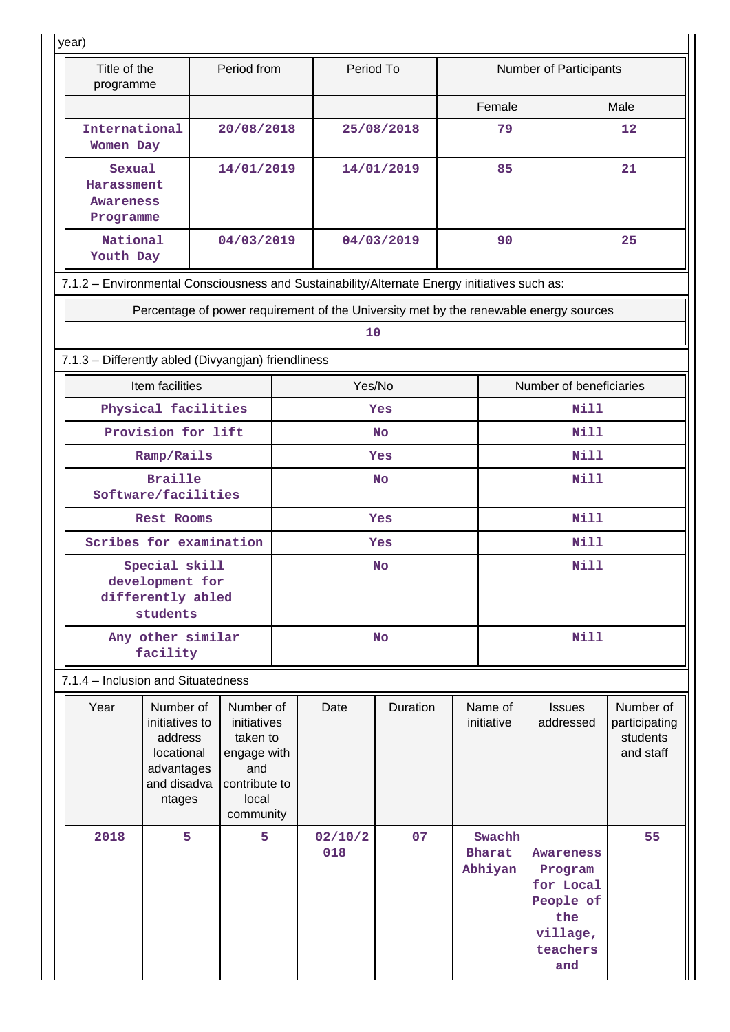year)

| Title of the programme | Period from | Period To | Number of Participants | |
|---|---|---|---|---|
| | | | Female | Male |
| International Women Day | 20/08/2018 | 25/08/2018 | 79 | 12 |
| Sexual Harassment Awareness Programme | 14/01/2019 | 14/01/2019 | 85 | 21 |
| National Youth Day | 04/03/2019 | 04/03/2019 | 90 | 25 |

7.1.2 – Environmental Consciousness and Sustainability/Alternate Energy initiatives such as:

| Percentage of power requirement of the University met by the renewable energy sources |
|---|
| 10 |

7.1.3 – Differently abled (Divyangjan) friendliness

| Item facilities | Yes/No | Number of beneficiaries |
|---|---|---|
| Physical facilities | Yes | Nill |
| Provision for lift | No | Nill |
| Ramp/Rails | Yes | Nill |
| Braille Software/facilities | No | Nill |
| Rest Rooms | Yes | Nill |
| Scribes for examination | Yes | Nill |
| Special skill development for differently abled students | No | Nill |
| Any other similar facility | No | Nill |

7.1.4 – Inclusion and Situatedness

| Year | Number of initiatives to address locational advantages and disadvantages | Number of initiatives taken to engage with and contribute to local community | Date | Duration | Name of initiative | Issues addressed | Number of participating students and staff |
|---|---|---|---|---|---|---|---|
| 2018 | 5 | 5 | 02/10/2018 | 07 | Swachh Bharat Abhiyan | Awareness Program for Local People of the village, teachers and | 55 |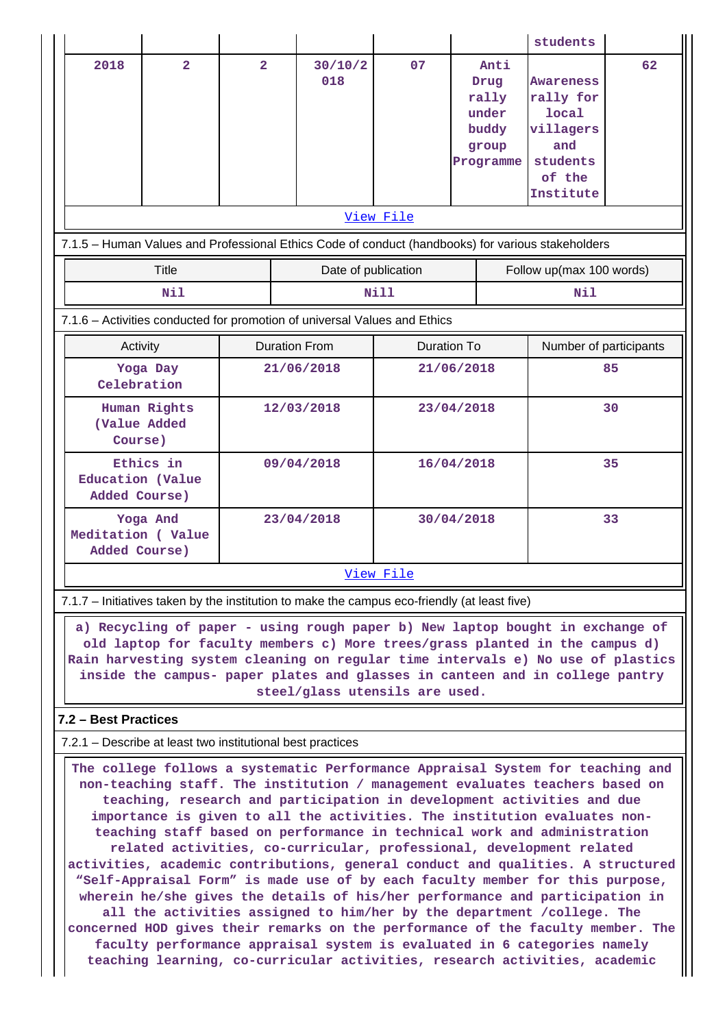| | | | | | | students | |
|---|---|---|---|---|---|---|---|
| 2018 | 2 | 2 | 30/10/2018 | 07 | Anti Drug rally under buddy group Programme | Awareness rally for local villagers and students of the Institute | 62 |

View File

7.1.5 – Human Values and Professional Ethics Code of conduct (handbooks) for various stakeholders

| Title | Date of publication | Follow up(max 100 words) |
|---|---|---|
| Nil | Nill | Nil |

7.1.6 – Activities conducted for promotion of universal Values and Ethics

| Activity | Duration From | Duration To | Number of participants |
|---|---|---|---|
| Yoga Day Celebration | 21/06/2018 | 21/06/2018 | 85 |
| Human Rights (Value Added Course) | 12/03/2018 | 23/04/2018 | 30 |
| Ethics in Education (Value Added Course) | 09/04/2018 | 16/04/2018 | 35 |
| Yoga And Meditation ( Value Added Course) | 23/04/2018 | 30/04/2018 | 33 |

View File

7.1.7 – Initiatives taken by the institution to make the campus eco-friendly (at least five)

a) Recycling of paper - using rough paper b) New laptop bought in exchange of old laptop for faculty members c) More trees/grass planted in the campus d) Rain harvesting system cleaning on regular time intervals e) No use of plastics inside the campus- paper plates and glasses in canteen and in college pantry steel/glass utensils are used.

## 7.2 – Best Practices

7.2.1 – Describe at least two institutional best practices

The college follows a systematic Performance Appraisal System for teaching and non-teaching staff. The institution / management evaluates teachers based on teaching, research and participation in development activities and due importance is given to all the activities. The institution evaluates non-teaching staff based on performance in technical work and administration related activities, co-curricular, professional, development related activities, academic contributions, general conduct and qualities. A structured "Self-Appraisal Form" is made use of by each faculty member for this purpose, wherein he/she gives the details of his/her performance and participation in all the activities assigned to him/her by the department /college. The concerned HOD gives their remarks on the performance of the faculty member. The faculty performance appraisal system is evaluated in 6 categories namely teaching learning, co-curricular activities, research activities, academic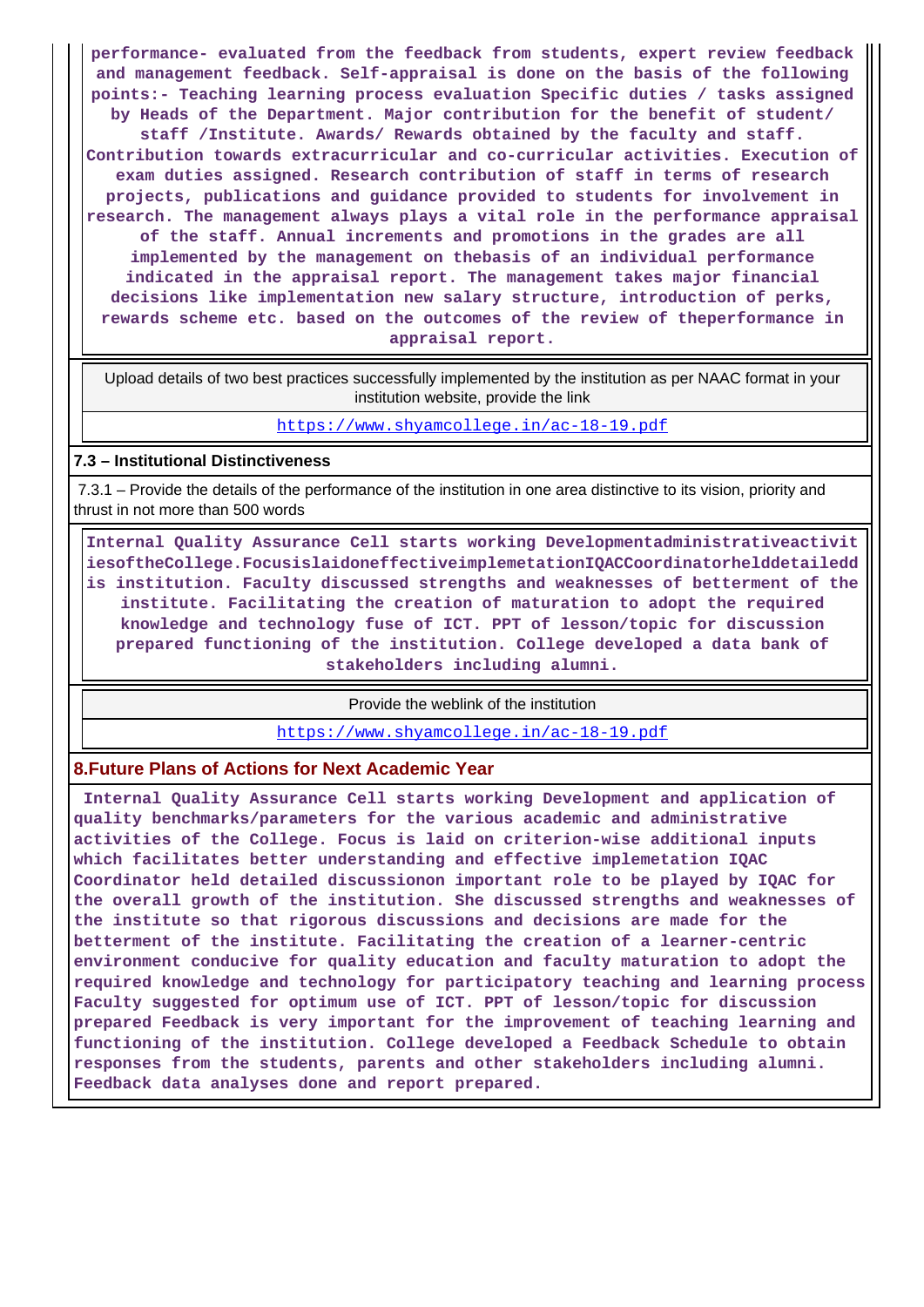performance- evaluated from the feedback from students, expert review feedback and management feedback. Self-appraisal is done on the basis of the following points:- Teaching learning process evaluation Specific duties / tasks assigned by Heads of the Department. Major contribution for the benefit of student/ staff /Institute. Awards/ Rewards obtained by the faculty and staff. Contribution towards extracurricular and co-curricular activities. Execution of exam duties assigned. Research contribution of staff in terms of research projects, publications and guidance provided to students for involvement in research. The management always plays a vital role in the performance appraisal of the staff. Annual increments and promotions in the grades are all implemented by the management on thebasis of an individual performance indicated in the appraisal report. The management takes major financial decisions like implementation new salary structure, introduction of perks, rewards scheme etc. based on the outcomes of the review of theperformance in appraisal report.

Upload details of two best practices successfully implemented by the institution as per NAAC format in your institution website, provide the link

https://www.shyamcollege.in/ac-18-19.pdf

**7.3 – Institutional Distinctiveness**

7.3.1 – Provide the details of the performance of the institution in one area distinctive to its vision, priority and thrust in not more than 500 words

Internal Quality Assurance Cell starts working DevelopmentadministrativeactivitiesoftheCollege.FocusislaidoneffectiveimplemetationIQACCoordinatorhelddetailedd is institution. Faculty discussed strengths and weaknesses of betterment of the institute. Facilitating the creation of maturation to adopt the required knowledge and technology fuse of ICT. PPT of lesson/topic for discussion prepared functioning of the institution. College developed a data bank of stakeholders including alumni.

Provide the weblink of the institution

https://www.shyamcollege.in/ac-18-19.pdf

## 8.Future Plans of Actions for Next Academic Year

Internal Quality Assurance Cell starts working Development and application of quality benchmarks/parameters for the various academic and administrative activities of the College. Focus is laid on criterion-wise additional inputs which facilitates better understanding and effective implemetation IQAC Coordinator held detailed discussionon important role to be played by IQAC for the overall growth of the institution. She discussed strengths and weaknesses of the institute so that rigorous discussions and decisions are made for the betterment of the institute. Facilitating the creation of a learner-centric environment conducive for quality education and faculty maturation to adopt the required knowledge and technology for participatory teaching and learning process Faculty suggested for optimum use of ICT. PPT of lesson/topic for discussion prepared Feedback is very important for the improvement of teaching learning and functioning of the institution. College developed a Feedback Schedule to obtain responses from the students, parents and other stakeholders including alumni. Feedback data analyses done and report prepared.